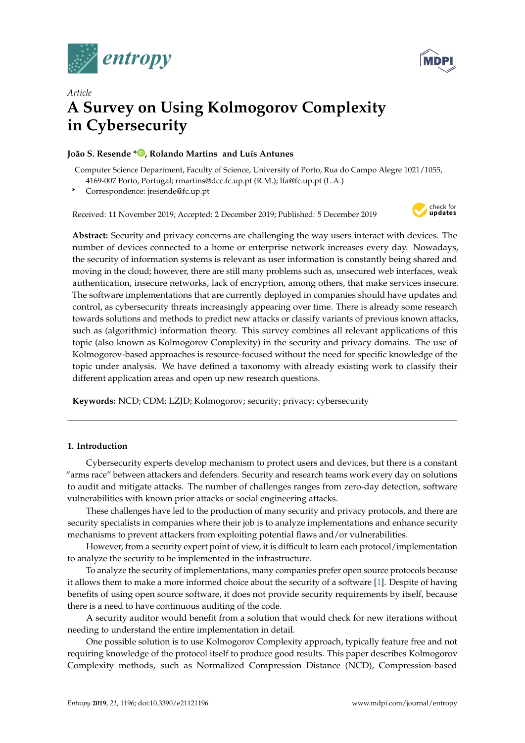*Article*

# A Survey on Using Kolmogorov Complexity in Cybersecurity

**João S. Resende \*, Rolando Martins and Luís Antunes**

Computer Science Department, Faculty of Science, University of Porto, Rua do Campo Alegre 1021/1055, 4169-007 Porto, Portugal; rmartins@dcc.fc.up.pt (R.M.); lfa@fc.up.pt (L.A.)

\* Correspondence: jresende@fc.up.pt

Received: 11 November 2019; Accepted: 2 December 2019; Published: 5 December 2019

**Abstract:** Security and privacy concerns are challenging the way users interact with devices. The number of devices connected to a home or enterprise network increases every day. Nowadays, the security of information systems is relevant as user information is constantly being shared and moving in the cloud; however, there are still many problems such as, unsecured web interfaces, weak authentication, insecure networks, lack of encryption, among others, that make services insecure. The software implementations that are currently deployed in companies should have updates and control, as cybersecurity threats increasingly appearing over time. There is already some research towards solutions and methods to predict new attacks or classify variants of previous known attacks, such as (algorithmic) information theory. This survey combines all relevant applications of this topic (also known as Kolmogorov Complexity) in the security and privacy domains. The use of Kolmogorov-based approaches is resource-focused without the need for specific knowledge of the topic under analysis. We have defined a taxonomy with already existing work to classify their different application areas and open up new research questions.

**Keywords:** NCD; CDM; LZJD; Kolmogorov; security; privacy; cybersecurity

## 1. Introduction

Cybersecurity experts develop mechanism to protect users and devices, but there is a constant "arms race" between attackers and defenders. Security and research teams work every day on solutions to audit and mitigate attacks. The number of challenges ranges from zero-day detection, software vulnerabilities with known prior attacks or social engineering attacks.

These challenges have led to the production of many security and privacy protocols, and there are security specialists in companies where their job is to analyze implementations and enhance security mechanisms to prevent attackers from exploiting potential flaws and/or vulnerabilities.

However, from a security expert point of view, it is difficult to learn each protocol/implementation to analyze the security to be implemented in the infrastructure.

To analyze the security of implementations, many companies prefer open source protocols because it allows them to make a more informed choice about the security of a software [1]. Despite of having benefits of using open source software, it does not provide security requirements by itself, because there is a need to have continuous auditing of the code.

A security auditor would benefit from a solution that would check for new iterations without needing to understand the entire implementation in detail.

One possible solution is to use Kolmogorov Complexity approach, typically feature free and not requiring knowledge of the protocol itself to produce good results. This paper describes Kolmogorov Complexity methods, such as Normalized Compression Distance (NCD), Compression-based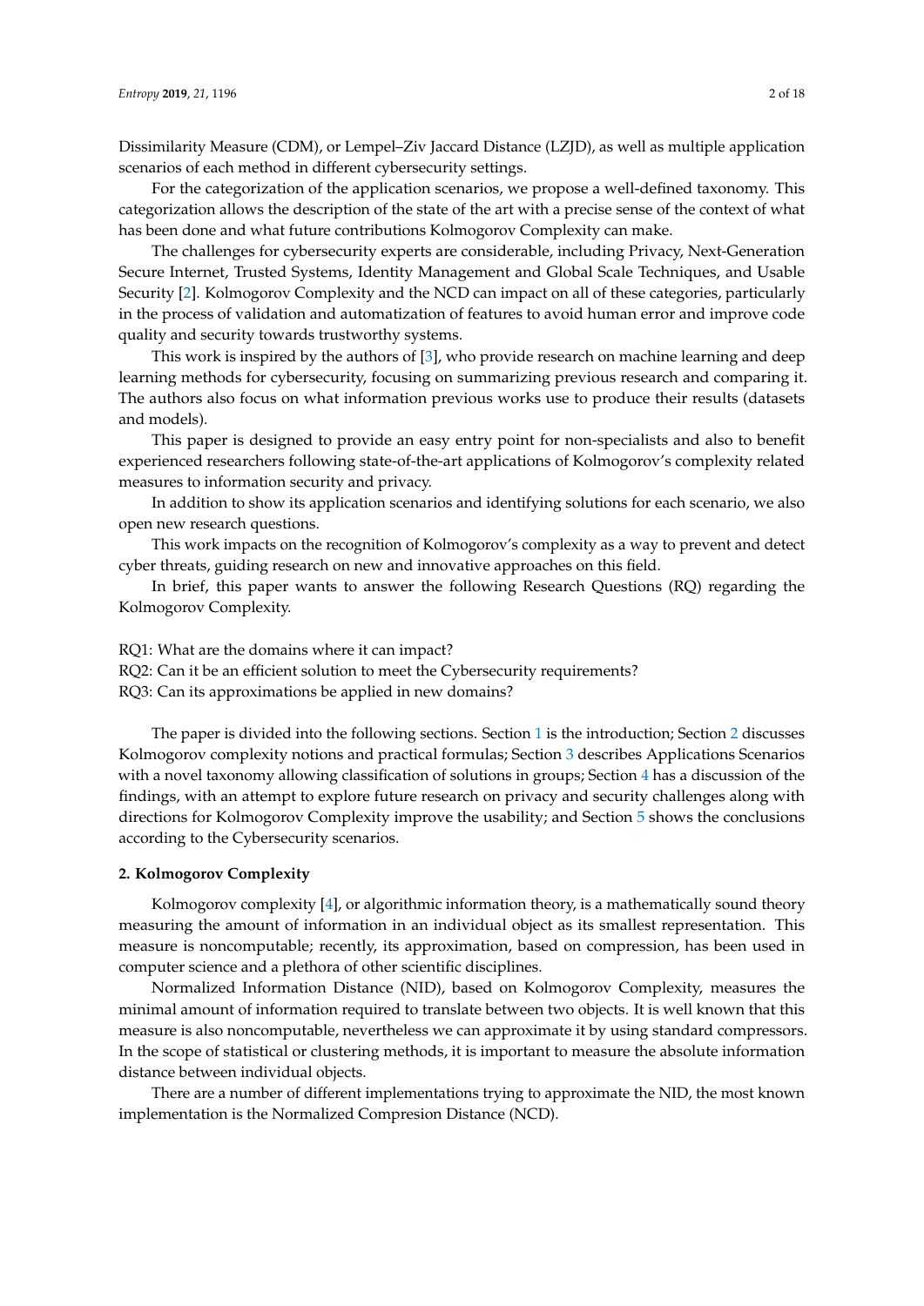Dissimilarity Measure (CDM), or Lempel–Ziv Jaccard Distance (LZJD), as well as multiple application scenarios of each method in different cybersecurity settings.

For the categorization of the application scenarios, we propose a well-defined taxonomy. This categorization allows the description of the state of the art with a precise sense of the context of what has been done and what future contributions Kolmogorov Complexity can make.

The challenges for cybersecurity experts are considerable, including Privacy, Next-Generation Secure Internet, Trusted Systems, Identity Management and Global Scale Techniques, and Usable Security [2]. Kolmogorov Complexity and the NCD can impact on all of these categories, particularly in the process of validation and automatization of features to avoid human error and improve code quality and security towards trustworthy systems.

This work is inspired by the authors of [3], who provide research on machine learning and deep learning methods for cybersecurity, focusing on summarizing previous research and comparing it. The authors also focus on what information previous works use to produce their results (datasets and models).

This paper is designed to provide an easy entry point for non-specialists and also to benefit experienced researchers following state-of-the-art applications of Kolmogorov's complexity related measures to information security and privacy.

In addition to show its application scenarios and identifying solutions for each scenario, we also open new research questions.

This work impacts on the recognition of Kolmogorov's complexity as a way to prevent and detect cyber threats, guiding research on new and innovative approaches on this field.

In brief, this paper wants to answer the following Research Questions (RQ) regarding the Kolmogorov Complexity.

RQ1: What are the domains where it can impact?
RQ2: Can it be an efficient solution to meet the Cybersecurity requirements?
RQ3: Can its approximations be applied in new domains?

The paper is divided into the following sections. Section 1 is the introduction; Section 2 discusses Kolmogorov complexity notions and practical formulas; Section 3 describes Applications Scenarios with a novel taxonomy allowing classification of solutions in groups; Section 4 has a discussion of the findings, with an attempt to explore future research on privacy and security challenges along with directions for Kolmogorov Complexity improve the usability; and Section 5 shows the conclusions according to the Cybersecurity scenarios.

## 2. Kolmogorov Complexity

Kolmogorov complexity [4], or algorithmic information theory, is a mathematically sound theory measuring the amount of information in an individual object as its smallest representation. This measure is noncomputable; recently, its approximation, based on compression, has been used in computer science and a plethora of other scientific disciplines.

Normalized Information Distance (NID), based on Kolmogorov Complexity, measures the minimal amount of information required to translate between two objects. It is well known that this measure is also noncomputable, nevertheless we can approximate it by using standard compressors. In the scope of statistical or clustering methods, it is important to measure the absolute information distance between individual objects.

There are a number of different implementations trying to approximate the NID, the most known implementation is the Normalized Compresion Distance (NCD).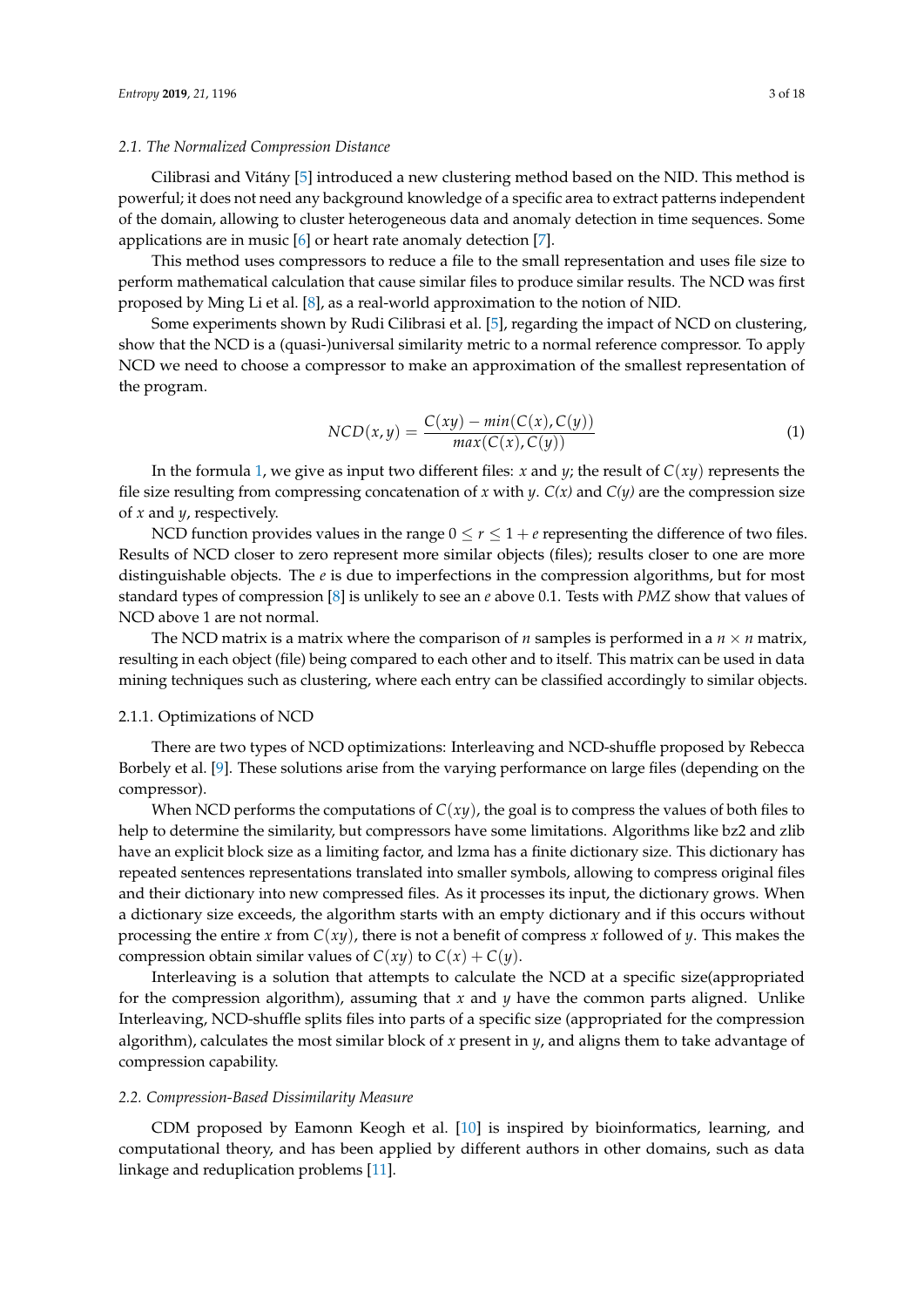### *2.1. The Normalized Compression Distance*

Cilibrasi and Vitány [5] introduced a new clustering method based on the NID. This method is powerful; it does not need any background knowledge of a specific area to extract patterns independent of the domain, allowing to cluster heterogeneous data and anomaly detection in time sequences. Some applications are in music [6] or heart rate anomaly detection [7].

This method uses compressors to reduce a file to the small representation and uses file size to perform mathematical calculation that cause similar files to produce similar results. The NCD was first proposed by Ming Li et al. [8], as a real-world approximation to the notion of NID.

Some experiments shown by Rudi Cilibrasi et al. [5], regarding the impact of NCD on clustering, show that the NCD is a (quasi-)universal similarity metric to a normal reference compressor. To apply NCD we need to choose a compressor to make an approximation of the smallest representation of the program.

$$NCD(x, y) = \frac{C(xy) - min(C(x), C(y))}{max(C(x), C(y))} \tag{1}$$

In the formula 1, we give as input two different files: $x$ and $y$; the result of $C(xy)$ represents the file size resulting from compressing concatenation of $x$ with $y$. $C(x)$ and $C(y)$ are the compression size of $x$ and $y$, respectively.

NCD function provides values in the range $0 \leq r \leq 1 + e$ representing the difference of two files. Results of NCD closer to zero represent more similar objects (files); results closer to one are more distinguishable objects. The $e$ is due to imperfections in the compression algorithms, but for most standard types of compression [8] is unlikely to see an $e$ above 0.1. Tests with *PMZ* show that values of NCD above 1 are not normal.

The NCD matrix is a matrix where the comparison of $n$ samples is performed in a $n \times n$ matrix, resulting in each object (file) being compared to each other and to itself. This matrix can be used in data mining techniques such as clustering, where each entry can be classified accordingly to similar objects.

#### 2.1.1. Optimizations of NCD

There are two types of NCD optimizations: Interleaving and NCD-shuffle proposed by Rebecca Borbely et al. [9]. These solutions arise from the varying performance on large files (depending on the compressor).

When NCD performs the computations of $C(xy)$, the goal is to compress the values of both files to help to determine the similarity, but compressors have some limitations. Algorithms like bz2 and zlib have an explicit block size as a limiting factor, and lzma has a finite dictionary size. This dictionary has repeated sentences representations translated into smaller symbols, allowing to compress original files and their dictionary into new compressed files. As it processes its input, the dictionary grows. When a dictionary size exceeds, the algorithm starts with an empty dictionary and if this occurs without processing the entire $x$ from $C(xy)$, there is not a benefit of compress $x$ followed of $y$. This makes the compression obtain similar values of $C(xy)$ to $C(x) + C(y)$.

Interleaving is a solution that attempts to calculate the NCD at a specific size(appropriated for the compression algorithm), assuming that $x$ and $y$ have the common parts aligned. Unlike Interleaving, NCD-shuffle splits files into parts of a specific size (appropriated for the compression algorithm), calculates the most similar block of $x$ present in $y$, and aligns them to take advantage of compression capability.

### *2.2. Compression-Based Dissimilarity Measure*

CDM proposed by Eamonn Keogh et al. [10] is inspired by bioinformatics, learning, and computational theory, and has been applied by different authors in other domains, such as data linkage and reduplication problems [11].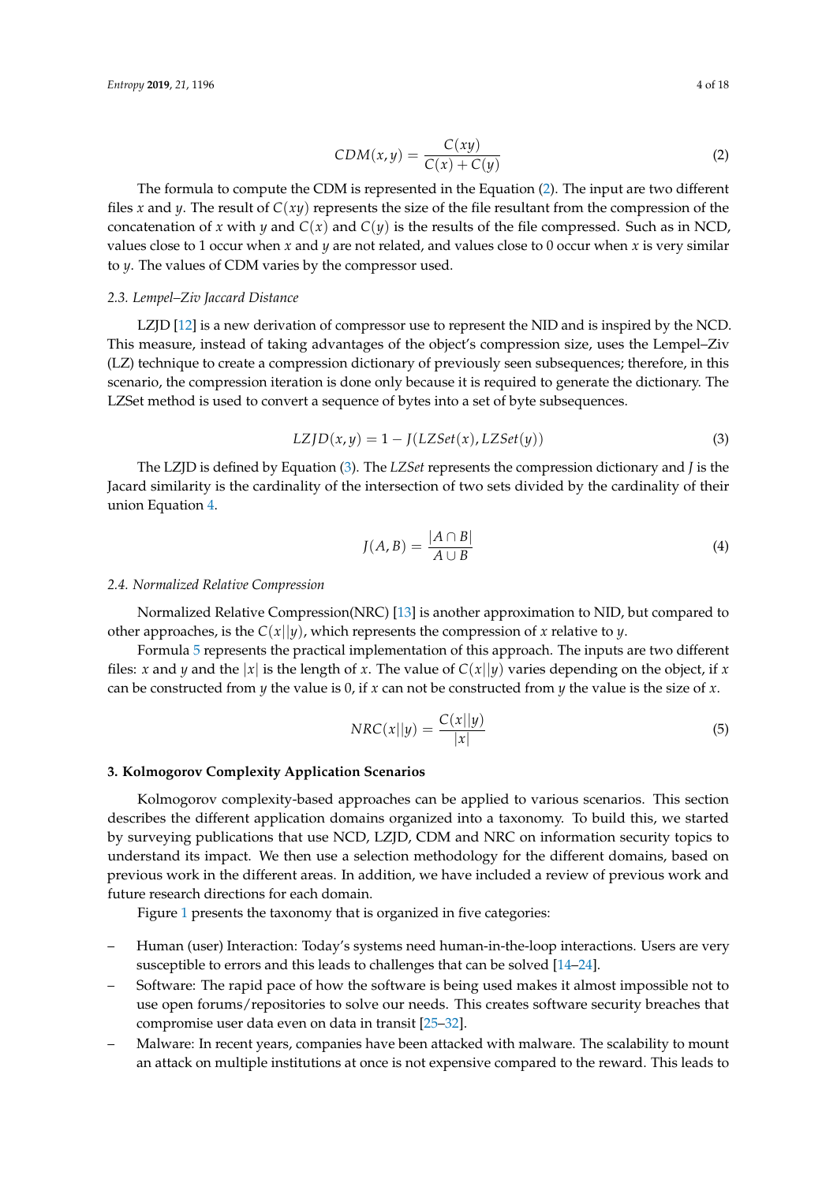$$CDM(x, y) = \frac{C(xy)}{C(x) + C(y)} \tag{2}$$

The formula to compute the CDM is represented in the Equation (2). The input are two different files $x$ and $y$. The result of $C(xy)$ represents the size of the file resultant from the compression of the concatenation of $x$ with $y$ and $C(x)$ and $C(y)$ is the results of the file compressed. Such as in NCD, values close to 1 occur when $x$ and $y$ are not related, and values close to 0 occur when $x$ is very similar to $y$. The values of CDM varies by the compressor used.

### 2.3. Lempel–Ziv Jaccard Distance

LZJD [12] is a new derivation of compressor use to represent the NID and is inspired by the NCD. This measure, instead of taking advantages of the object's compression size, uses the Lempel–Ziv (LZ) technique to create a compression dictionary of previously seen subsequences; therefore, in this scenario, the compression iteration is done only because it is required to generate the dictionary. The LZSet method is used to convert a sequence of bytes into a set of byte subsequences.

$$LZJD(x, y) = 1 - J(LZSet(x), LZSet(y)) \tag{3}$$

The LZJD is defined by Equation (3). The *LZSet* represents the compression dictionary and $J$ is the Jacard similarity is the cardinality of the intersection of two sets divided by the cardinality of their union Equation 4.

$$J(A, B) = \frac{|A \cap B|}{A \cup B} \tag{4}$$

### 2.4. Normalized Relative Compression

Normalized Relative Compression(NRC) [13] is another approximation to NID, but compared to other approaches, is the $C(x||y)$, which represents the compression of $x$ relative to $y$.

Formula 5 represents the practical implementation of this approach. The inputs are two different files: $x$ and $y$ and the $|x|$ is the length of $x$. The value of $C(x||y)$ varies depending on the object, if $x$ can be constructed from $y$ the value is 0, if $x$ can not be constructed from $y$ the value is the size of $x$.

$$NRC(x||y) = \frac{C(x||y)}{|x|} \tag{5}$$

## 3. Kolmogorov Complexity Application Scenarios

Kolmogorov complexity-based approaches can be applied to various scenarios. This section describes the different application domains organized into a taxonomy. To build this, we started by surveying publications that use NCD, LZJD, CDM and NRC on information security topics to understand its impact. We then use a selection methodology for the different domains, based on previous work in the different areas. In addition, we have included a review of previous work and future research directions for each domain.

Figure 1 presents the taxonomy that is organized in five categories:

- Human (user) Interaction: Today's systems need human-in-the-loop interactions. Users are very susceptible to errors and this leads to challenges that can be solved [14–24].
- Software: The rapid pace of how the software is being used makes it almost impossible not to use open forums/repositories to solve our needs. This creates software security breaches that compromise user data even on data in transit [25–32].
- Malware: In recent years, companies have been attacked with malware. The scalability to mount an attack on multiple institutions at once is not expensive compared to the reward. This leads to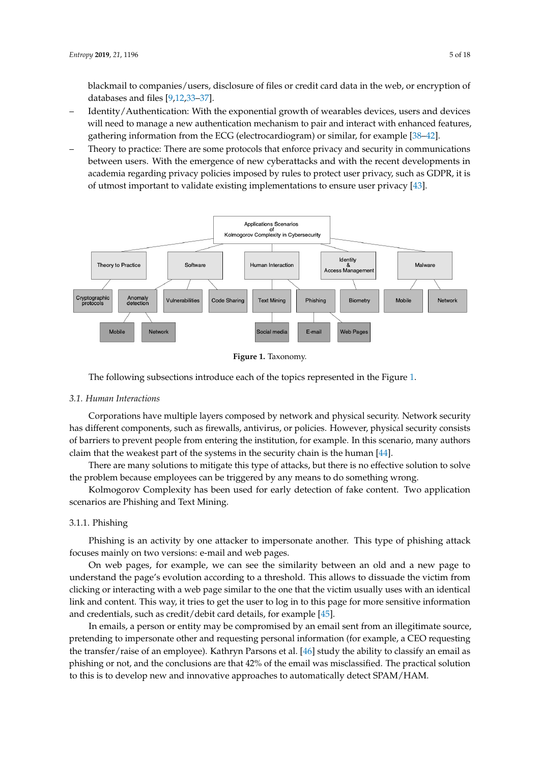blackmail to companies/users, disclosure of files or credit card data in the web, or encryption of databases and files [9,12,33–37].

– Identity/Authentication: With the exponential growth of wearables devices, users and devices will need to manage a new authentication mechanism to pair and interact with enhanced features, gathering information from the ECG (electrocardiogram) or similar, for example [38–42].
– Theory to practice: There are some protocols that enforce privacy and security in communications between users. With the emergence of new cyberattacks and with the recent developments in academia regarding privacy policies imposed by rules to protect user privacy, such as GDPR, it is of utmost important to validate existing implementations to ensure user privacy [43].

**Figure 1.** Taxonomy.

The following subsections introduce each of the topics represented in the Figure 1.

### 3.1. Human Interactions

Corporations have multiple layers composed by network and physical security. Network security has different components, such as firewalls, antivirus, or policies. However, physical security consists of barriers to prevent people from entering the institution, for example. In this scenario, many authors claim that the weakest part of the systems in the security chain is the human [44].

There are many solutions to mitigate this type of attacks, but there is no effective solution to solve the problem because employees can be triggered by any means to do something wrong.

Kolmogorov Complexity has been used for early detection of fake content. Two application scenarios are Phishing and Text Mining.

#### 3.1.1. Phishing

Phishing is an activity by one attacker to impersonate another. This type of phishing attack focuses mainly on two versions: e-mail and web pages.

On web pages, for example, we can see the similarity between an old and a new page to understand the page's evolution according to a threshold. This allows to dissuade the victim from clicking or interacting with a web page similar to the one that the victim usually uses with an identical link and content. This way, it tries to get the user to log in to this page for more sensitive information and credentials, such as credit/debit card details, for example [45].

In emails, a person or entity may be compromised by an email sent from an illegitimate source, pretending to impersonate other and requesting personal information (for example, a CEO requesting the transfer/raise of an employee). Kathryn Parsons et al. [46] study the ability to classify an email as phishing or not, and the conclusions are that 42% of the email was misclassified. The practical solution to this is to develop new and innovative approaches to automatically detect SPAM/HAM.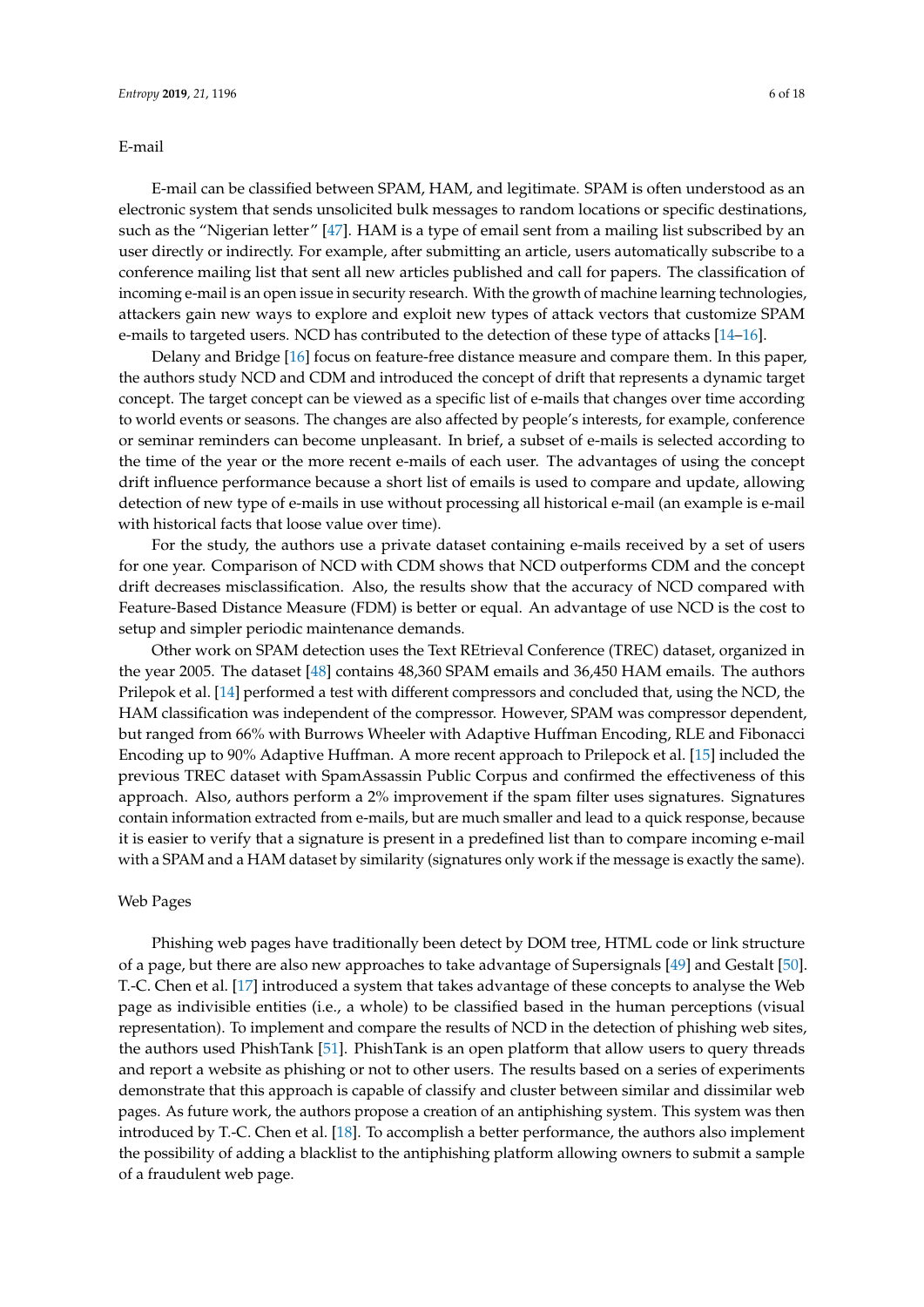E-mail

E-mail can be classified between SPAM, HAM, and legitimate. SPAM is often understood as an electronic system that sends unsolicited bulk messages to random locations or specific destinations, such as the "Nigerian letter" [47]. HAM is a type of email sent from a mailing list subscribed by an user directly or indirectly. For example, after submitting an article, users automatically subscribe to a conference mailing list that sent all new articles published and call for papers. The classification of incoming e-mail is an open issue in security research. With the growth of machine learning technologies, attackers gain new ways to explore and exploit new types of attack vectors that customize SPAM e-mails to targeted users. NCD has contributed to the detection of these type of attacks [14–16].

Delany and Bridge [16] focus on feature-free distance measure and compare them. In this paper, the authors study NCD and CDM and introduced the concept of drift that represents a dynamic target concept. The target concept can be viewed as a specific list of e-mails that changes over time according to world events or seasons. The changes are also affected by people's interests, for example, conference or seminar reminders can become unpleasant. In brief, a subset of e-mails is selected according to the time of the year or the more recent e-mails of each user. The advantages of using the concept drift influence performance because a short list of emails is used to compare and update, allowing detection of new type of e-mails in use without processing all historical e-mail (an example is e-mail with historical facts that loose value over time).

For the study, the authors use a private dataset containing e-mails received by a set of users for one year. Comparison of NCD with CDM shows that NCD outperforms CDM and the concept drift decreases misclassification. Also, the results show that the accuracy of NCD compared with Feature-Based Distance Measure (FDM) is better or equal. An advantage of use NCD is the cost to setup and simpler periodic maintenance demands.

Other work on SPAM detection uses the Text REtrieval Conference (TREC) dataset, organized in the year 2005. The dataset [48] contains 48,360 SPAM emails and 36,450 HAM emails. The authors Prilepok et al. [14] performed a test with different compressors and concluded that, using the NCD, the HAM classification was independent of the compressor. However, SPAM was compressor dependent, but ranged from 66% with Burrows Wheeler with Adaptive Huffman Encoding, RLE and Fibonacci Encoding up to 90% Adaptive Huffman. A more recent approach to Prilepock et al. [15] included the previous TREC dataset with SpamAssassin Public Corpus and confirmed the effectiveness of this approach. Also, authors perform a 2% improvement if the spam filter uses signatures. Signatures contain information extracted from e-mails, but are much smaller and lead to a quick response, because it is easier to verify that a signature is present in a predefined list than to compare incoming e-mail with a SPAM and a HAM dataset by similarity (signatures only work if the message is exactly the same).

Web Pages

Phishing web pages have traditionally been detect by DOM tree, HTML code or link structure of a page, but there are also new approaches to take advantage of Supersignals [49] and Gestalt [50]. T.-C. Chen et al. [17] introduced a system that takes advantage of these concepts to analyse the Web page as indivisible entities (i.e., a whole) to be classified based in the human perceptions (visual representation). To implement and compare the results of NCD in the detection of phishing web sites, the authors used PhishTank [51]. PhishTank is an open platform that allow users to query threads and report a website as phishing or not to other users. The results based on a series of experiments demonstrate that this approach is capable of classify and cluster between similar and dissimilar web pages. As future work, the authors propose a creation of an antiphishing system. This system was then introduced by T.-C. Chen et al. [18]. To accomplish a better performance, the authors also implement the possibility of adding a blacklist to the antiphishing platform allowing owners to submit a sample of a fraudulent web page.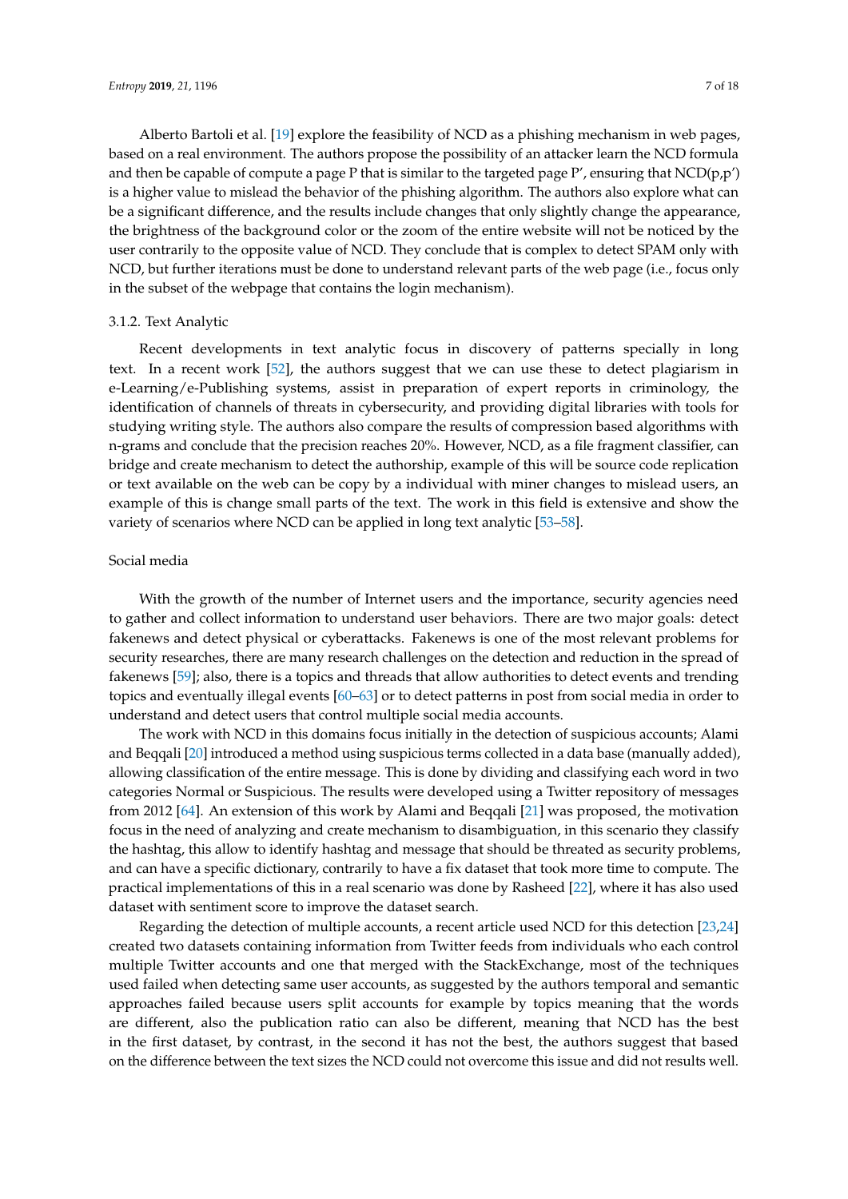Alberto Bartoli et al. [19] explore the feasibility of NCD as a phishing mechanism in web pages, based on a real environment. The authors propose the possibility of an attacker learn the NCD formula and then be capable of compute a page P that is similar to the targeted page P′, ensuring that NCD(p,p′) is a higher value to mislead the behavior of the phishing algorithm. The authors also explore what can be a significant difference, and the results include changes that only slightly change the appearance, the brightness of the background color or the zoom of the entire website will not be noticed by the user contrarily to the opposite value of NCD. They conclude that is complex to detect SPAM only with NCD, but further iterations must be done to understand relevant parts of the web page (i.e., focus only in the subset of the webpage that contains the login mechanism).

#### 3.1.2. Text Analytic

Recent developments in text analytic focus in discovery of patterns specially in long text. In a recent work [52], the authors suggest that we can use these to detect plagiarism in e-Learning/e-Publishing systems, assist in preparation of expert reports in criminology, the identification of channels of threats in cybersecurity, and providing digital libraries with tools for studying writing style. The authors also compare the results of compression based algorithms with n-grams and conclude that the precision reaches 20%. However, NCD, as a file fragment classifier, can bridge and create mechanism to detect the authorship, example of this will be source code replication or text available on the web can be copy by a individual with miner changes to mislead users, an example of this is change small parts of the text. The work in this field is extensive and show the variety of scenarios where NCD can be applied in long text analytic [53–58].

##### Social media

With the growth of the number of Internet users and the importance, security agencies need to gather and collect information to understand user behaviors. There are two major goals: detect fakenews and detect physical or cyberattacks. Fakenews is one of the most relevant problems for security researches, there are many research challenges on the detection and reduction in the spread of fakenews [59]; also, there is a topics and threads that allow authorities to detect events and trending topics and eventually illegal events [60–63] or to detect patterns in post from social media in order to understand and detect users that control multiple social media accounts.

The work with NCD in this domains focus initially in the detection of suspicious accounts; Alami and Beqqali [20] introduced a method using suspicious terms collected in a data base (manually added), allowing classification of the entire message. This is done by dividing and classifying each word in two categories Normal or Suspicious. The results were developed using a Twitter repository of messages from 2012 [64]. An extension of this work by Alami and Beqqali [21] was proposed, the motivation focus in the need of analyzing and create mechanism to disambiguation, in this scenario they classify the hashtag, this allow to identify hashtag and message that should be threated as security problems, and can have a specific dictionary, contrarily to have a fix dataset that took more time to compute. The practical implementations of this in a real scenario was done by Rasheed [22], where it has also used dataset with sentiment score to improve the dataset search.

Regarding the detection of multiple accounts, a recent article used NCD for this detection [23,24] created two datasets containing information from Twitter feeds from individuals who each control multiple Twitter accounts and one that merged with the StackExchange, most of the techniques used failed when detecting same user accounts, as suggested by the authors temporal and semantic approaches failed because users split accounts for example by topics meaning that the words are different, also the publication ratio can also be different, meaning that NCD has the best in the first dataset, by contrast, in the second it has not the best, the authors suggest that based on the difference between the text sizes the NCD could not overcome this issue and did not results well.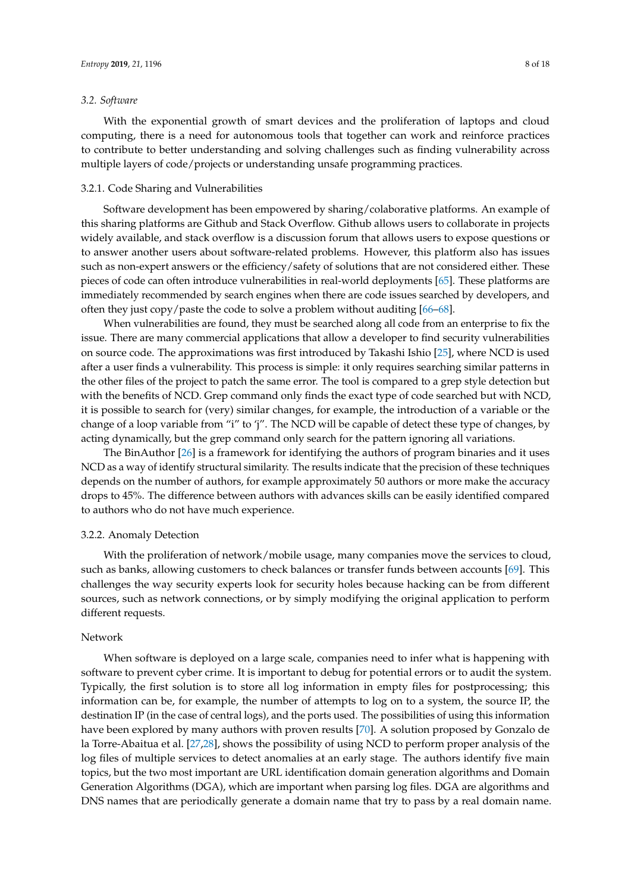### *3.2. Software*

With the exponential growth of smart devices and the proliferation of laptops and cloud computing, there is a need for autonomous tools that together can work and reinforce practices to contribute to better understanding and solving challenges such as finding vulnerability across multiple layers of code/projects or understanding unsafe programming practices.

#### 3.2.1. Code Sharing and Vulnerabilities

Software development has been empowered by sharing/colaborative platforms. An example of this sharing platforms are Github and Stack Overflow. Github allows users to collaborate in projects widely available, and stack overflow is a discussion forum that allows users to expose questions or to answer another users about software-related problems. However, this platform also has issues such as non-expert answers or the efficiency/safety of solutions that are not considered either. These pieces of code can often introduce vulnerabilities in real-world deployments [65]. These platforms are immediately recommended by search engines when there are code issues searched by developers, and often they just copy/paste the code to solve a problem without auditing [66–68].

When vulnerabilities are found, they must be searched along all code from an enterprise to fix the issue. There are many commercial applications that allow a developer to find security vulnerabilities on source code. The approximations was first introduced by Takashi Ishio [25], where NCD is used after a user finds a vulnerability. This process is simple: it only requires searching similar patterns in the other files of the project to patch the same error. The tool is compared to a grep style detection but with the benefits of NCD. Grep command only finds the exact type of code searched but with NCD, it is possible to search for (very) similar changes, for example, the introduction of a variable or the change of a loop variable from "i" to 'j". The NCD will be capable of detect these type of changes, by acting dynamically, but the grep command only search for the pattern ignoring all variations.

The BinAuthor [26] is a framework for identifying the authors of program binaries and it uses NCD as a way of identify structural similarity. The results indicate that the precision of these techniques depends on the number of authors, for example approximately 50 authors or more make the accuracy drops to 45%. The difference between authors with advances skills can be easily identified compared to authors who do not have much experience.

#### 3.2.2. Anomaly Detection

With the proliferation of network/mobile usage, many companies move the services to cloud, such as banks, allowing customers to check balances or transfer funds between accounts [69]. This challenges the way security experts look for security holes because hacking can be from different sources, such as network connections, or by simply modifying the original application to perform different requests.

##### Network

When software is deployed on a large scale, companies need to infer what is happening with software to prevent cyber crime. It is important to debug for potential errors or to audit the system. Typically, the first solution is to store all log information in empty files for postprocessing; this information can be, for example, the number of attempts to log on to a system, the source IP, the destination IP (in the case of central logs), and the ports used. The possibilities of using this information have been explored by many authors with proven results [70]. A solution proposed by Gonzalo de la Torre-Abaitua et al. [27,28], shows the possibility of using NCD to perform proper analysis of the log files of multiple services to detect anomalies at an early stage. The authors identify five main topics, but the two most important are URL identification domain generation algorithms and Domain Generation Algorithms (DGA), which are important when parsing log files. DGA are algorithms and DNS names that are periodically generate a domain name that try to pass by a real domain name.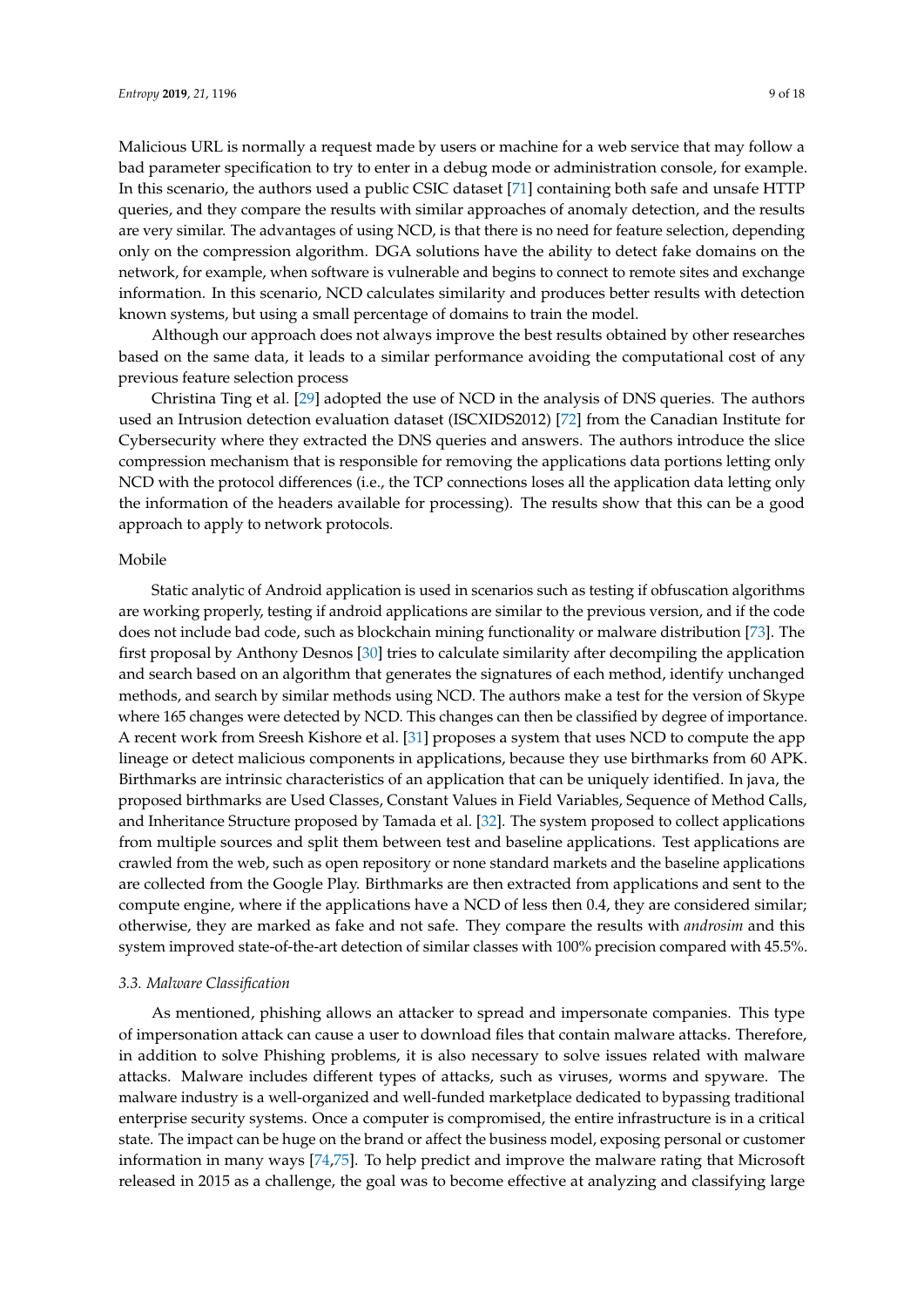Malicious URL is normally a request made by users or machine for a web service that may follow a bad parameter specification to try to enter in a debug mode or administration console, for example. In this scenario, the authors used a public CSIC dataset [71] containing both safe and unsafe HTTP queries, and they compare the results with similar approaches of anomaly detection, and the results are very similar. The advantages of using NCD, is that there is no need for feature selection, depending only on the compression algorithm. DGA solutions have the ability to detect fake domains on the network, for example, when software is vulnerable and begins to connect to remote sites and exchange information. In this scenario, NCD calculates similarity and produces better results with detection known systems, but using a small percentage of domains to train the model.

Although our approach does not always improve the best results obtained by other researches based on the same data, it leads to a similar performance avoiding the computational cost of any previous feature selection process

Christina Ting et al. [29] adopted the use of NCD in the analysis of DNS queries. The authors used an Intrusion detection evaluation dataset (ISCXIDS2012) [72] from the Canadian Institute for Cybersecurity where they extracted the DNS queries and answers. The authors introduce the slice compression mechanism that is responsible for removing the applications data portions letting only NCD with the protocol differences (i.e., the TCP connections loses all the application data letting only the information of the headers available for processing). The results show that this can be a good approach to apply to network protocols.

Mobile

Static analytic of Android application is used in scenarios such as testing if obfuscation algorithms are working properly, testing if android applications are similar to the previous version, and if the code does not include bad code, such as blockchain mining functionality or malware distribution [73]. The first proposal by Anthony Desnos [30] tries to calculate similarity after decompiling the application and search based on an algorithm that generates the signatures of each method, identify unchanged methods, and search by similar methods using NCD. The authors make a test for the version of Skype where 165 changes were detected by NCD. This changes can then be classified by degree of importance. A recent work from Sreesh Kishore et al. [31] proposes a system that uses NCD to compute the app lineage or detect malicious components in applications, because they use birthmarks from 60 APK. Birthmarks are intrinsic characteristics of an application that can be uniquely identified. In java, the proposed birthmarks are Used Classes, Constant Values in Field Variables, Sequence of Method Calls, and Inheritance Structure proposed by Tamada et al. [32]. The system proposed to collect applications from multiple sources and split them between test and baseline applications. Test applications are crawled from the web, such as open repository or none standard markets and the baseline applications are collected from the Google Play. Birthmarks are then extracted from applications and sent to the compute engine, where if the applications have a NCD of less then 0.4, they are considered similar; otherwise, they are marked as fake and not safe. They compare the results with *androsim* and this system improved state-of-the-art detection of similar classes with 100% precision compared with 45.5%.

### 3.3. Malware Classification

As mentioned, phishing allows an attacker to spread and impersonate companies. This type of impersonation attack can cause a user to download files that contain malware attacks. Therefore, in addition to solve Phishing problems, it is also necessary to solve issues related with malware attacks. Malware includes different types of attacks, such as viruses, worms and spyware. The malware industry is a well-organized and well-funded marketplace dedicated to bypassing traditional enterprise security systems. Once a computer is compromised, the entire infrastructure is in a critical state. The impact can be huge on the brand or affect the business model, exposing personal or customer information in many ways [74,75]. To help predict and improve the malware rating that Microsoft released in 2015 as a challenge, the goal was to become effective at analyzing and classifying large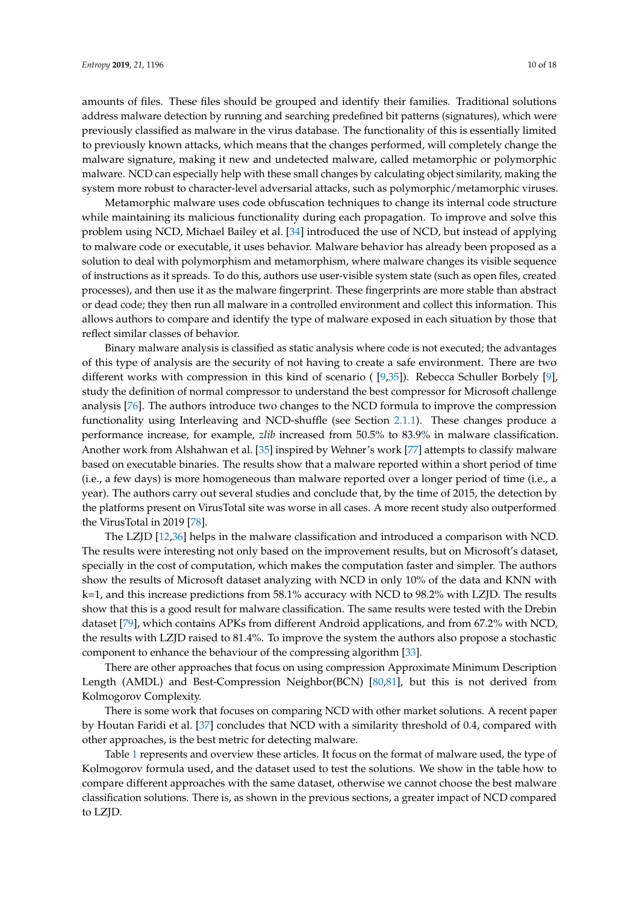amounts of files. These files should be grouped and identify their families. Traditional solutions address malware detection by running and searching predefined bit patterns (signatures), which were previously classified as malware in the virus database. The functionality of this is essentially limited to previously known attacks, which means that the changes performed, will completely change the malware signature, making it new and undetected malware, called metamorphic or polymorphic malware. NCD can especially help with these small changes by calculating object similarity, making the system more robust to character-level adversarial attacks, such as polymorphic/metamorphic viruses.

Metamorphic malware uses code obfuscation techniques to change its internal code structure while maintaining its malicious functionality during each propagation. To improve and solve this problem using NCD, Michael Bailey et al. [34] introduced the use of NCD, but instead of applying to malware code or executable, it uses behavior. Malware behavior has already been proposed as a solution to deal with polymorphism and metamorphism, where malware changes its visible sequence of instructions as it spreads. To do this, authors use user-visible system state (such as open files, created processes), and then use it as the malware fingerprint. These fingerprints are more stable than abstract or dead code; they then run all malware in a controlled environment and collect this information. This allows authors to compare and identify the type of malware exposed in each situation by those that reflect similar classes of behavior.

Binary malware analysis is classified as static analysis where code is not executed; the advantages of this type of analysis are the security of not having to create a safe environment. There are two different works with compression in this kind of scenario ( [9,35]). Rebecca Schuller Borbely [9], study the definition of normal compressor to understand the best compressor for Microsoft challenge analysis [76]. The authors introduce two changes to the NCD formula to improve the compression functionality using Interleaving and NCD-shuffle (see Section 2.1.1). These changes produce a performance increase, for example, *zlib* increased from 50.5% to 83.9% in malware classification. Another work from Alshahwan et al. [35] inspired by Wehner's work [77] attempts to classify malware based on executable binaries. The results show that a malware reported within a short period of time (i.e., a few days) is more homogeneous than malware reported over a longer period of time (i.e., a year). The authors carry out several studies and conclude that, by the time of 2015, the detection by the platforms present on VirusTotal site was worse in all cases. A more recent study also outperformed the VirusTotal in 2019 [78].

The LZJD [12,36] helps in the malware classification and introduced a comparison with NCD. The results were interesting not only based on the improvement results, but on Microsoft's dataset, specially in the cost of computation, which makes the computation faster and simpler. The authors show the results of Microsoft dataset analyzing with NCD in only 10% of the data and KNN with k=1, and this increase predictions from 58.1% accuracy with NCD to 98.2% with LZJD. The results show that this is a good result for malware classification. The same results were tested with the Drebin dataset [79], which contains APKs from different Android applications, and from 67.2% with NCD, the results with LZJD raised to 81.4%. To improve the system the authors also propose a stochastic component to enhance the behaviour of the compressing algorithm [33].

There are other approaches that focus on using compression Approximate Minimum Description Length (AMDL) and Best-Compression Neighbor(BCN) [80,81], but this is not derived from Kolmogorov Complexity.

There is some work that focuses on comparing NCD with other market solutions. A recent paper by Houtan Faridi et al. [37] concludes that NCD with a similarity threshold of 0.4, compared with other approaches, is the best metric for detecting malware.

Table 1 represents and overview these articles. It focus on the format of malware used, the type of Kolmogorov formula used, and the dataset used to test the solutions. We show in the table how to compare different approaches with the same dataset, otherwise we cannot choose the best malware classification solutions. There is, as shown in the previous sections, a greater impact of NCD compared to LZJD.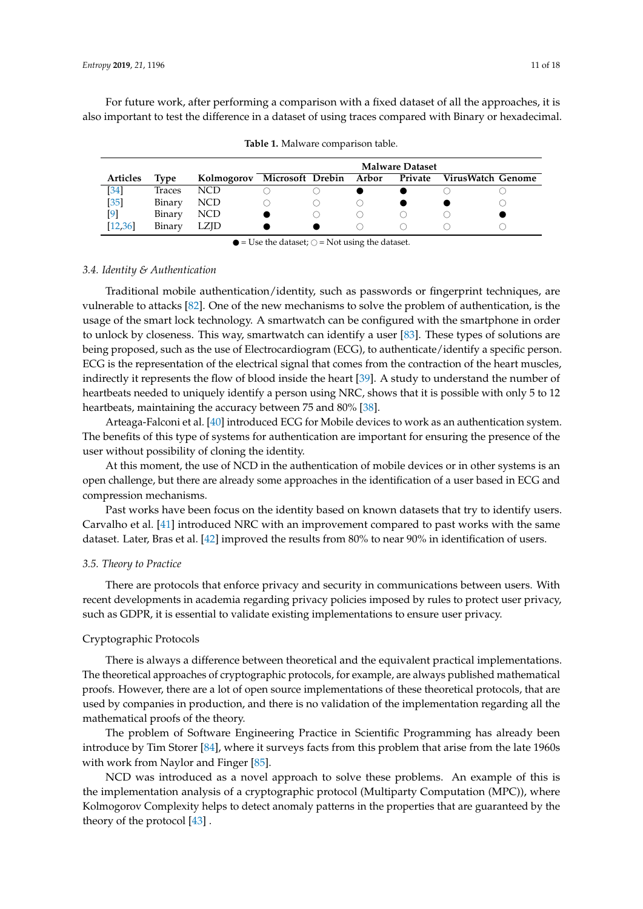For future work, after performing a comparison with a fixed dataset of all the approaches, it is also important to test the difference in a dataset of using traces compared with Binary or hexadecimal.

**Table 1.** Malware comparison table.

| | | | Malware Dataset | | | | | |
|---|---|---|---|---|---|---|---|---|
| **Articles** | **Type** | **Kolmogorov** | **Microsoft** | **Drebin** | **Arbor** | **Private** | **VirusWatch** | **Genome** |
| [34] | Traces | NCD | ○ | ○ | ● | ● | ○ | ○ |
| [35] | Binary | NCD | ○ | ○ | ○ | ● | ● | ○ |
| [9] | Binary | NCD | ● | ○ | ○ | ○ | ○ | ● |
| [12,36] | Binary | LZJD | ● | ● | ○ | ○ | ○ | ○ |

● = Use the dataset; ○ = Not using the dataset.

### *3.4. Identity & Authentication*

Traditional mobile authentication/identity, such as passwords or fingerprint techniques, are vulnerable to attacks [82]. One of the new mechanisms to solve the problem of authentication, is the usage of the smart lock technology. A smartwatch can be configured with the smartphone in order to unlock by closeness. This way, smartwatch can identify a user [83]. These types of solutions are being proposed, such as the use of Electrocardiogram (ECG), to authenticate/identify a specific person. ECG is the representation of the electrical signal that comes from the contraction of the heart muscles, indirectly it represents the flow of blood inside the heart [39]. A study to understand the number of heartbeats needed to uniquely identify a person using NRC, shows that it is possible with only 5 to 12 heartbeats, maintaining the accuracy between 75 and 80% [38].

Arteaga-Falconi et al. [40] introduced ECG for Mobile devices to work as an authentication system. The benefits of this type of systems for authentication are important for ensuring the presence of the user without possibility of cloning the identity.

At this moment, the use of NCD in the authentication of mobile devices or in other systems is an open challenge, but there are already some approaches in the identification of a user based in ECG and compression mechanisms.

Past works have been focus on the identity based on known datasets that try to identify users. Carvalho et al. [41] introduced NRC with an improvement compared to past works with the same dataset. Later, Bras et al. [42] improved the results from 80% to near 90% in identification of users.

### *3.5. Theory to Practice*

There are protocols that enforce privacy and security in communications between users. With recent developments in academia regarding privacy policies imposed by rules to protect user privacy, such as GDPR, it is essential to validate existing implementations to ensure user privacy.

#### Cryptographic Protocols

There is always a difference between theoretical and the equivalent practical implementations. The theoretical approaches of cryptographic protocols, for example, are always published mathematical proofs. However, there are a lot of open source implementations of these theoretical protocols, that are used by companies in production, and there is no validation of the implementation regarding all the mathematical proofs of the theory.

The problem of Software Engineering Practice in Scientific Programming has already been introduce by Tim Storer [84], where it surveys facts from this problem that arise from the late 1960s with work from Naylor and Finger [85].

NCD was introduced as a novel approach to solve these problems. An example of this is the implementation analysis of a cryptographic protocol (Multiparty Computation (MPC)), where Kolmogorov Complexity helps to detect anomaly patterns in the properties that are guaranteed by the theory of the protocol [43] .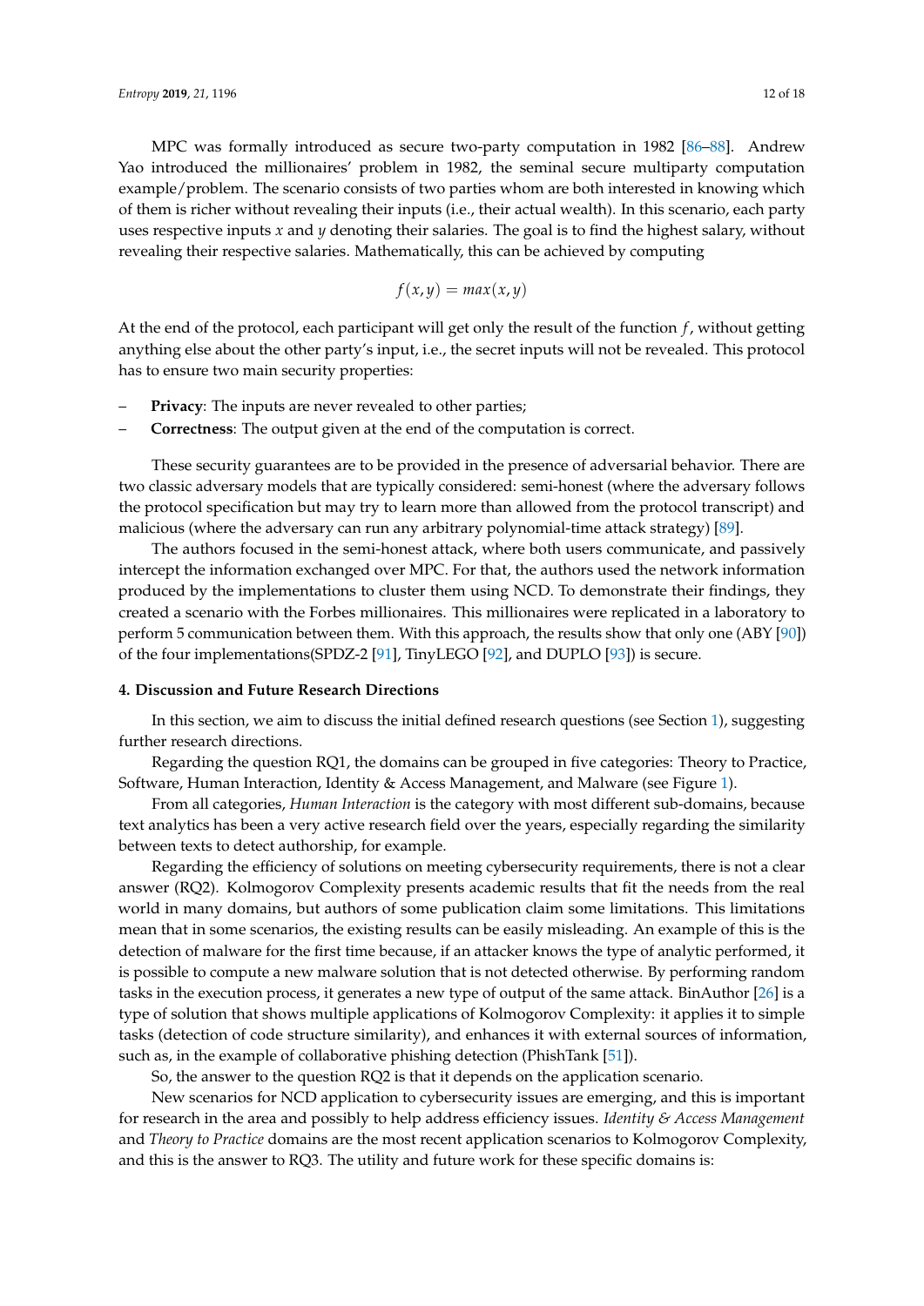MPC was formally introduced as secure two-party computation in 1982 [86–88]. Andrew Yao introduced the millionaires' problem in 1982, the seminal secure multiparty computation example/problem. The scenario consists of two parties whom are both interested in knowing which of them is richer without revealing their inputs (i.e., their actual wealth). In this scenario, each party uses respective inputs $x$ and $y$ denoting their salaries. The goal is to find the highest salary, without revealing their respective salaries. Mathematically, this can be achieved by computing

$$f(x,y) = max(x,y)$$

At the end of the protocol, each participant will get only the result of the function $f$, without getting anything else about the other party's input, i.e., the secret inputs will not be revealed. This protocol has to ensure two main security properties:

- **Privacy**: The inputs are never revealed to other parties;
- **Correctness**: The output given at the end of the computation is correct.

These security guarantees are to be provided in the presence of adversarial behavior. There are two classic adversary models that are typically considered: semi-honest (where the adversary follows the protocol specification but may try to learn more than allowed from the protocol transcript) and malicious (where the adversary can run any arbitrary polynomial-time attack strategy) [89].

The authors focused in the semi-honest attack, where both users communicate, and passively intercept the information exchanged over MPC. For that, the authors used the network information produced by the implementations to cluster them using NCD. To demonstrate their findings, they created a scenario with the Forbes millionaires. This millionaires were replicated in a laboratory to perform 5 communication between them. With this approach, the results show that only one (ABY [90]) of the four implementations(SPDZ-2 [91], TinyLEGO [92], and DUPLO [93]) is secure.

## 4. Discussion and Future Research Directions

In this section, we aim to discuss the initial defined research questions (see Section 1), suggesting further research directions.

Regarding the question RQ1, the domains can be grouped in five categories: Theory to Practice, Software, Human Interaction, Identity & Access Management, and Malware (see Figure 1).

From all categories, *Human Interaction* is the category with most different sub-domains, because text analytics has been a very active research field over the years, especially regarding the similarity between texts to detect authorship, for example.

Regarding the efficiency of solutions on meeting cybersecurity requirements, there is not a clear answer (RQ2). Kolmogorov Complexity presents academic results that fit the needs from the real world in many domains, but authors of some publication claim some limitations. This limitations mean that in some scenarios, the existing results can be easily misleading. An example of this is the detection of malware for the first time because, if an attacker knows the type of analytic performed, it is possible to compute a new malware solution that is not detected otherwise. By performing random tasks in the execution process, it generates a new type of output of the same attack. BinAuthor [26] is a type of solution that shows multiple applications of Kolmogorov Complexity: it applies it to simple tasks (detection of code structure similarity), and enhances it with external sources of information, such as, in the example of collaborative phishing detection (PhishTank [51]).

So, the answer to the question RQ2 is that it depends on the application scenario.

New scenarios for NCD application to cybersecurity issues are emerging, and this is important for research in the area and possibly to help address efficiency issues. *Identity & Access Management* and *Theory to Practice* domains are the most recent application scenarios to Kolmogorov Complexity, and this is the answer to RQ3. The utility and future work for these specific domains is: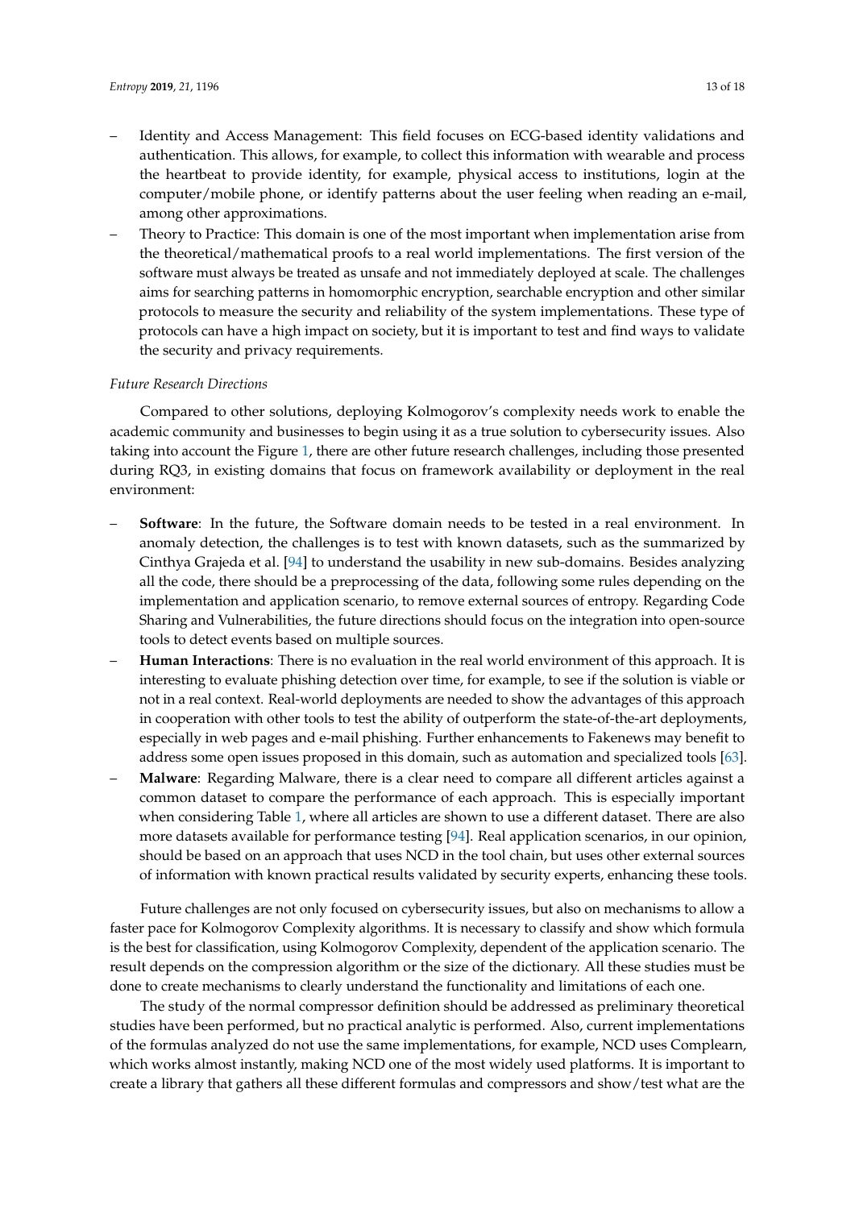- Identity and Access Management: This field focuses on ECG-based identity validations and authentication. This allows, for example, to collect this information with wearable and process the heartbeat to provide identity, for example, physical access to institutions, login at the computer/mobile phone, or identify patterns about the user feeling when reading an e-mail, among other approximations.
- Theory to Practice: This domain is one of the most important when implementation arise from the theoretical/mathematical proofs to a real world implementations. The first version of the software must always be treated as unsafe and not immediately deployed at scale. The challenges aims for searching patterns in homomorphic encryption, searchable encryption and other similar protocols to measure the security and reliability of the system implementations. These type of protocols can have a high impact on society, but it is important to test and find ways to validate the security and privacy requirements.

*Future Research Directions*

Compared to other solutions, deploying Kolmogorov's complexity needs work to enable the academic community and businesses to begin using it as a true solution to cybersecurity issues. Also taking into account the Figure 1, there are other future research challenges, including those presented during RQ3, in existing domains that focus on framework availability or deployment in the real environment:

- **Software**: In the future, the Software domain needs to be tested in a real environment. In anomaly detection, the challenges is to test with known datasets, such as the summarized by Cinthya Grajeda et al. [94] to understand the usability in new sub-domains. Besides analyzing all the code, there should be a preprocessing of the data, following some rules depending on the implementation and application scenario, to remove external sources of entropy. Regarding Code Sharing and Vulnerabilities, the future directions should focus on the integration into open-source tools to detect events based on multiple sources.
- **Human Interactions**: There is no evaluation in the real world environment of this approach. It is interesting to evaluate phishing detection over time, for example, to see if the solution is viable or not in a real context. Real-world deployments are needed to show the advantages of this approach in cooperation with other tools to test the ability of outperform the state-of-the-art deployments, especially in web pages and e-mail phishing. Further enhancements to Fakenews may benefit to address some open issues proposed in this domain, such as automation and specialized tools [63].
- **Malware**: Regarding Malware, there is a clear need to compare all different articles against a common dataset to compare the performance of each approach. This is especially important when considering Table 1, where all articles are shown to use a different dataset. There are also more datasets available for performance testing [94]. Real application scenarios, in our opinion, should be based on an approach that uses NCD in the tool chain, but uses other external sources of information with known practical results validated by security experts, enhancing these tools.

Future challenges are not only focused on cybersecurity issues, but also on mechanisms to allow a faster pace for Kolmogorov Complexity algorithms. It is necessary to classify and show which formula is the best for classification, using Kolmogorov Complexity, dependent of the application scenario. The result depends on the compression algorithm or the size of the dictionary. All these studies must be done to create mechanisms to clearly understand the functionality and limitations of each one.

The study of the normal compressor definition should be addressed as preliminary theoretical studies have been performed, but no practical analytic is performed. Also, current implementations of the formulas analyzed do not use the same implementations, for example, NCD uses Complearn, which works almost instantly, making NCD one of the most widely used platforms. It is important to create a library that gathers all these different formulas and compressors and show/test what are the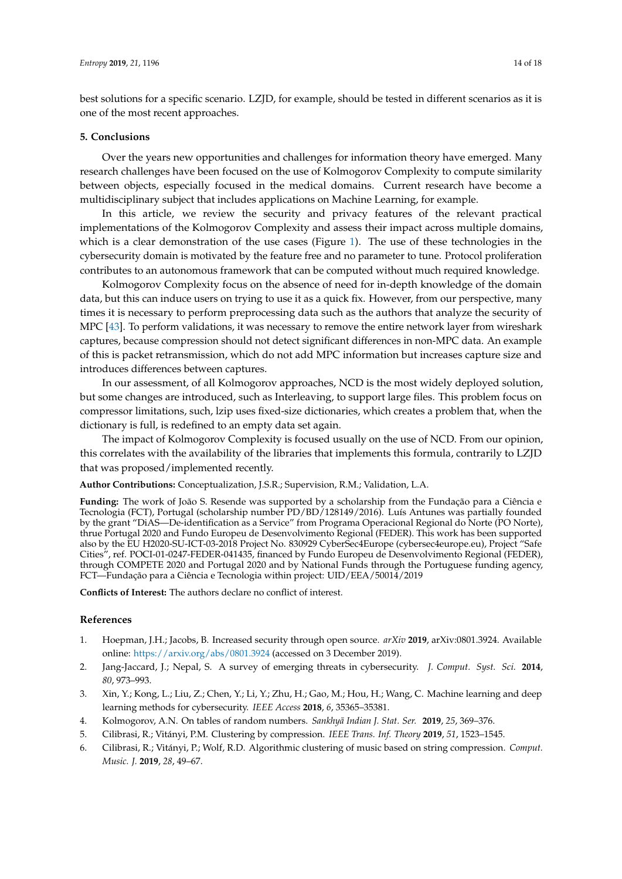best solutions for a specific scenario. LZJD, for example, should be tested in different scenarios as it is one of the most recent approaches.

## 5. Conclusions

Over the years new opportunities and challenges for information theory have emerged. Many research challenges have been focused on the use of Kolmogorov Complexity to compute similarity between objects, especially focused in the medical domains. Current research have become a multidisciplinary subject that includes applications on Machine Learning, for example.

In this article, we review the security and privacy features of the relevant practical implementations of the Kolmogorov Complexity and assess their impact across multiple domains, which is a clear demonstration of the use cases (Figure 1). The use of these technologies in the cybersecurity domain is motivated by the feature free and no parameter to tune. Protocol proliferation contributes to an autonomous framework that can be computed without much required knowledge.

Kolmogorov Complexity focus on the absence of need for in-depth knowledge of the domain data, but this can induce users on trying to use it as a quick fix. However, from our perspective, many times it is necessary to perform preprocessing data such as the authors that analyze the security of MPC [43]. To perform validations, it was necessary to remove the entire network layer from wireshark captures, because compression should not detect significant differences in non-MPC data. An example of this is packet retransmission, which do not add MPC information but increases capture size and introduces differences between captures.

In our assessment, of all Kolmogorov approaches, NCD is the most widely deployed solution, but some changes are introduced, such as Interleaving, to support large files. This problem focus on compressor limitations, such, lzip uses fixed-size dictionaries, which creates a problem that, when the dictionary is full, is redefined to an empty data set again.

The impact of Kolmogorov Complexity is focused usually on the use of NCD. From our opinion, this correlates with the availability of the libraries that implements this formula, contrarily to LZJD that was proposed/implemented recently.

**Author Contributions:** Conceptualization, J.S.R.; Supervision, R.M.; Validation, L.A.

**Funding:** The work of João S. Resende was supported by a scholarship from the Fundação para a Ciência e Tecnologia (FCT), Portugal (scholarship number PD/BD/128149/2016). Luís Antunes was partially founded by the grant "DiAS—De-identification as a Service" from Programa Operacional Regional do Norte (PO Norte), thrue Portugal 2020 and Fundo Europeu de Desenvolvimento Regional (FEDER). This work has been supported also by the EU H2020-SU-ICT-03-2018 Project No. 830929 CyberSec4Europe (cybersec4europe.eu), Project "Safe Cities", ref. POCI-01-0247-FEDER-041435, financed by Fundo Europeu de Desenvolvimento Regional (FEDER), through COMPETE 2020 and Portugal 2020 and by National Funds through the Portuguese funding agency, FCT—Fundação para a Ciência e Tecnologia within project: UID/EEA/50014/2019

**Conflicts of Interest:** The authors declare no conflict of interest.

## References

1. Hoepman, J.H.; Jacobs, B. Increased security through open source. *arXiv* **2019**, arXiv:0801.3924. Available online: https://arxiv.org/abs/0801.3924 (accessed on 3 December 2019).
2. Jang-Jaccard, J.; Nepal, S. A survey of emerging threats in cybersecurity. *J. Comput. Syst. Sci.* **2014**, *80*, 973–993.
3. Xin, Y.; Kong, L.; Liu, Z.; Chen, Y.; Li, Y.; Zhu, H.; Gao, M.; Hou, H.; Wang, C. Machine learning and deep learning methods for cybersecurity. *IEEE Access* **2018**, *6*, 35365–35381.
4. Kolmogorov, A.N. On tables of random numbers. *Sankhyā Indian J. Stat. Ser.* **2019**, *25*, 369–376.
5. Cilibrasi, R.; Vitányi, P.M. Clustering by compression. *IEEE Trans. Inf. Theory* **2019**, *51*, 1523–1545.
6. Cilibrasi, R.; Vitányi, P.; Wolf, R.D. Algorithmic clustering of music based on string compression. *Comput. Music. J.* **2019**, *28*, 49–67.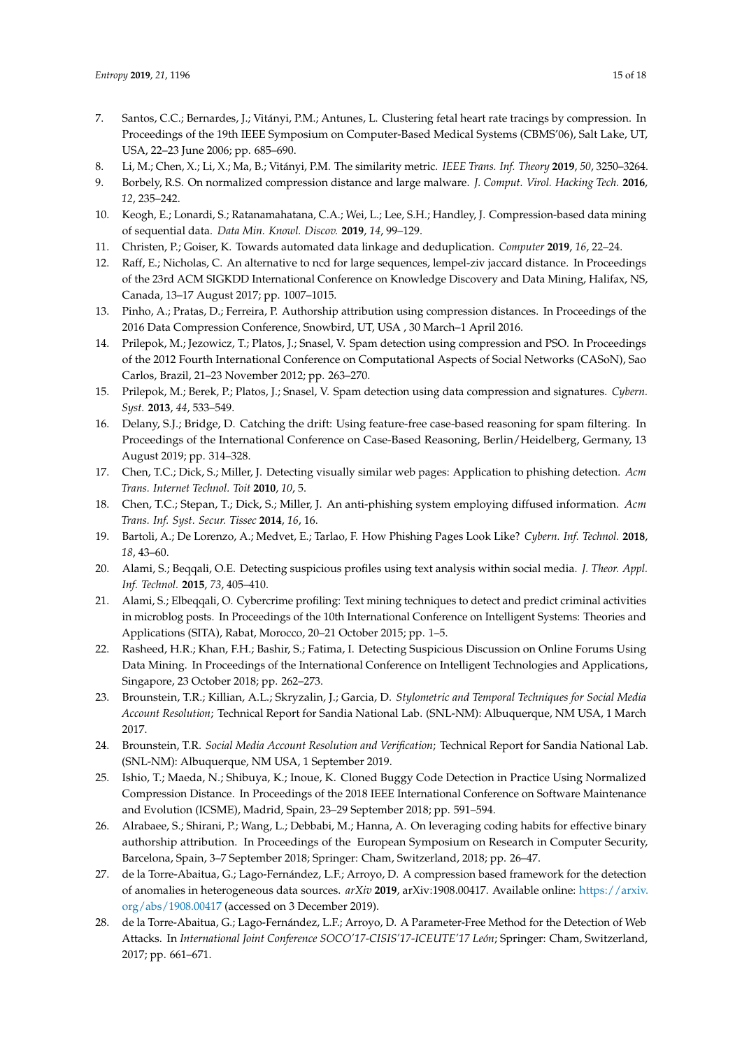7. Santos, C.C.; Bernardes, J.; Vitányi, P.M.; Antunes, L. Clustering fetal heart rate tracings by compression. In Proceedings of the 19th IEEE Symposium on Computer-Based Medical Systems (CBMS'06), Salt Lake, UT, USA, 22–23 June 2006; pp. 685–690.
8. Li, M.; Chen, X.; Li, X.; Ma, B.; Vitányi, P.M. The similarity metric. *IEEE Trans. Inf. Theory* **2019**, *50*, 3250–3264.
9. Borbely, R.S. On normalized compression distance and large malware. *J. Comput. Virol. Hacking Tech.* **2016**, *12*, 235–242.
10. Keogh, E.; Lonardi, S.; Ratanamahatana, C.A.; Wei, L.; Lee, S.H.; Handley, J. Compression-based data mining of sequential data. *Data Min. Knowl. Discov.* **2019**, *14*, 99–129.
11. Christen, P.; Goiser, K. Towards automated data linkage and deduplication. *Computer* **2019**, *16*, 22–24.
12. Raff, E.; Nicholas, C. An alternative to ncd for large sequences, lempel-ziv jaccard distance. In Proceedings of the 23rd ACM SIGKDD International Conference on Knowledge Discovery and Data Mining, Halifax, NS, Canada, 13–17 August 2017; pp. 1007–1015.
13. Pinho, A.; Pratas, D.; Ferreira, P. Authorship attribution using compression distances. In Proceedings of the 2016 Data Compression Conference, Snowbird, UT, USA , 30 March–1 April 2016.
14. Prilepok, M.; Jezowicz, T.; Platos, J.; Snasel, V. Spam detection using compression and PSO. In Proceedings of the 2012 Fourth International Conference on Computational Aspects of Social Networks (CASoN), Sao Carlos, Brazil, 21–23 November 2012; pp. 263–270.
15. Prilepok, M.; Berek, P.; Platos, J.; Snasel, V. Spam detection using data compression and signatures. *Cybern. Syst.* **2013**, *44*, 533–549.
16. Delany, S.J.; Bridge, D. Catching the drift: Using feature-free case-based reasoning for spam filtering. In Proceedings of the International Conference on Case-Based Reasoning, Berlin/Heidelberg, Germany, 13 August 2019; pp. 314–328.
17. Chen, T.C.; Dick, S.; Miller, J. Detecting visually similar web pages: Application to phishing detection. *Acm Trans. Internet Technol. Toit* **2010**, *10*, 5.
18. Chen, T.C.; Stepan, T.; Dick, S.; Miller, J. An anti-phishing system employing diffused information. *Acm Trans. Inf. Syst. Secur. Tissec* **2014**, *16*, 16.
19. Bartoli, A.; De Lorenzo, A.; Medvet, E.; Tarlao, F. How Phishing Pages Look Like? *Cybern. Inf. Technol.* **2018**, *18*, 43–60.
20. Alami, S.; Beqqali, O.E. Detecting suspicious profiles using text analysis within social media. *J. Theor. Appl. Inf. Technol.* **2015**, *73*, 405–410.
21. Alami, S.; Elbeqqali, O. Cybercrime profiling: Text mining techniques to detect and predict criminal activities in microblog posts. In Proceedings of the 10th International Conference on Intelligent Systems: Theories and Applications (SITA), Rabat, Morocco, 20–21 October 2015; pp. 1–5.
22. Rasheed, H.R.; Khan, F.H.; Bashir, S.; Fatima, I. Detecting Suspicious Discussion on Online Forums Using Data Mining. In Proceedings of the International Conference on Intelligent Technologies and Applications, Singapore, 23 October 2018; pp. 262–273.
23. Brounstein, T.R.; Killian, A.L.; Skryzalin, J.; Garcia, D. *Stylometric and Temporal Techniques for Social Media Account Resolution*; Technical Report for Sandia National Lab. (SNL-NM): Albuquerque, NM USA, 1 March 2017.
24. Brounstein, T.R. *Social Media Account Resolution and Verification*; Technical Report for Sandia National Lab. (SNL-NM): Albuquerque, NM USA, 1 September 2019.
25. Ishio, T.; Maeda, N.; Shibuya, K.; Inoue, K. Cloned Buggy Code Detection in Practice Using Normalized Compression Distance. In Proceedings of the 2018 IEEE International Conference on Software Maintenance and Evolution (ICSME), Madrid, Spain, 23–29 September 2018; pp. 591–594.
26. Alrabaee, S.; Shirani, P.; Wang, L.; Debbabi, M.; Hanna, A. On leveraging coding habits for effective binary authorship attribution. In Proceedings of the European Symposium on Research in Computer Security, Barcelona, Spain, 3–7 September 2018; Springer: Cham, Switzerland, 2018; pp. 26–47.
27. de la Torre-Abaitua, G.; Lago-Fernández, L.F.; Arroyo, D. A compression based framework for the detection of anomalies in heterogeneous data sources. *arXiv* **2019**, arXiv:1908.00417. Available online: https://arxiv.org/abs/1908.00417 (accessed on 3 December 2019).
28. de la Torre-Abaitua, G.; Lago-Fernández, L.F.; Arroyo, D. A Parameter-Free Method for the Detection of Web Attacks. In *International Joint Conference SOCO'17-CISIS'17-ICEUTE'17 León*; Springer: Cham, Switzerland, 2017; pp. 661–671.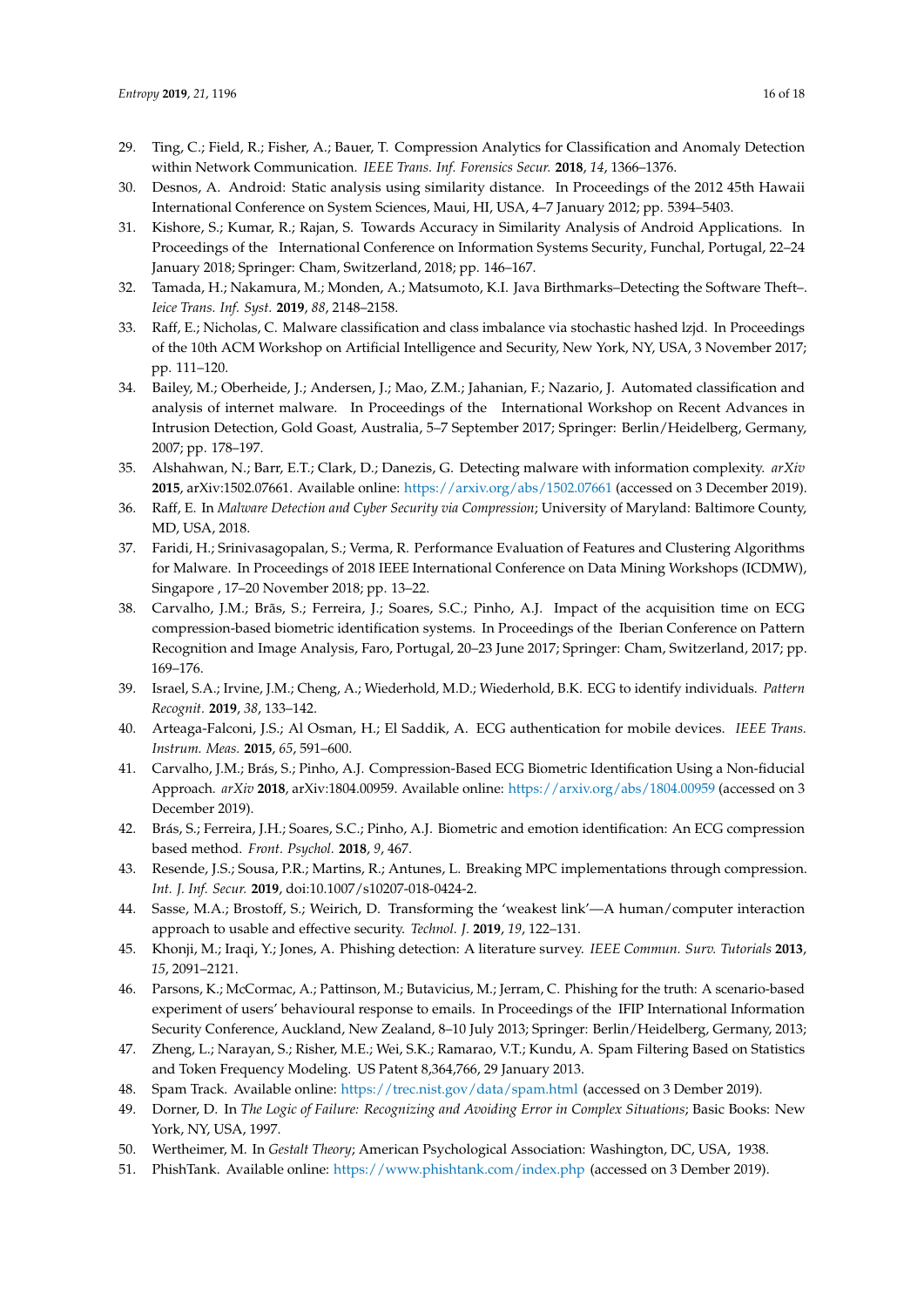29. Ting, C.; Field, R.; Fisher, A.; Bauer, T. Compression Analytics for Classification and Anomaly Detection within Network Communication. *IEEE Trans. Inf. Forensics Secur.* **2018**, *14*, 1366–1376.
30. Desnos, A. Android: Static analysis using similarity distance. In Proceedings of the 2012 45th Hawaii International Conference on System Sciences, Maui, HI, USA, 4–7 January 2012; pp. 5394–5403.
31. Kishore, S.; Kumar, R.; Rajan, S. Towards Accuracy in Similarity Analysis of Android Applications. In Proceedings of the International Conference on Information Systems Security, Funchal, Portugal, 22–24 January 2018; Springer: Cham, Switzerland, 2018; pp. 146–167.
32. Tamada, H.; Nakamura, M.; Monden, A.; Matsumoto, K.I. Java Birthmarks–Detecting the Software Theft–. *Ieice Trans. Inf. Syst.* **2019**, *88*, 2148–2158.
33. Raff, E.; Nicholas, C. Malware classification and class imbalance via stochastic hashed lzjd. In Proceedings of the 10th ACM Workshop on Artificial Intelligence and Security, New York, NY, USA, 3 November 2017; pp. 111–120.
34. Bailey, M.; Oberheide, J.; Andersen, J.; Mao, Z.M.; Jahanian, F.; Nazario, J. Automated classification and analysis of internet malware. In Proceedings of the International Workshop on Recent Advances in Intrusion Detection, Gold Goast, Australia, 5–7 September 2017; Springer: Berlin/Heidelberg, Germany, 2007; pp. 178–197.
35. Alshahwan, N.; Barr, E.T.; Clark, D.; Danezis, G. Detecting malware with information complexity. *arXiv* **2015**, arXiv:1502.07661. Available online: https://arxiv.org/abs/1502.07661 (accessed on 3 December 2019).
36. Raff, E. In *Malware Detection and Cyber Security via Compression*; University of Maryland: Baltimore County, MD, USA, 2018.
37. Faridi, H.; Srinivasagopalan, S.; Verma, R. Performance Evaluation of Features and Clustering Algorithms for Malware. In Proceedings of 2018 IEEE International Conference on Data Mining Workshops (ICDMW), Singapore , 17–20 November 2018; pp. 13–22.
38. Carvalho, J.M.; Brās, S.; Ferreira, J.; Soares, S.C.; Pinho, A.J. Impact of the acquisition time on ECG compression-based biometric identification systems. In Proceedings of the Iberian Conference on Pattern Recognition and Image Analysis, Faro, Portugal, 20–23 June 2017; Springer: Cham, Switzerland, 2017; pp. 169–176.
39. Israel, S.A.; Irvine, J.M.; Cheng, A.; Wiederhold, M.D.; Wiederhold, B.K. ECG to identify individuals. *Pattern Recognit.* **2019**, *38*, 133–142.
40. Arteaga-Falconi, J.S.; Al Osman, H.; El Saddik, A. ECG authentication for mobile devices. *IEEE Trans. Instrum. Meas.* **2015**, *65*, 591–600.
41. Carvalho, J.M.; Brás, S.; Pinho, A.J. Compression-Based ECG Biometric Identification Using a Non-fiducial Approach. *arXiv* **2018**, arXiv:1804.00959. Available online: https://arxiv.org/abs/1804.00959 (accessed on 3 December 2019).
42. Brás, S.; Ferreira, J.H.; Soares, S.C.; Pinho, A.J. Biometric and emotion identification: An ECG compression based method. *Front. Psychol.* **2018**, *9*, 467.
43. Resende, J.S.; Sousa, P.R.; Martins, R.; Antunes, L. Breaking MPC implementations through compression. *Int. J. Inf. Secur.* **2019**, doi:10.1007/s10207-018-0424-2.
44. Sasse, M.A.; Brostoff, S.; Weirich, D. Transforming the 'weakest link'—A human/computer interaction approach to usable and effective security. *Technol. J.* **2019**, *19*, 122–131.
45. Khonji, M.; Iraqi, Y.; Jones, A. Phishing detection: A literature survey. *IEEE Commun. Surv. Tutorials* **2013**, *15*, 2091–2121.
46. Parsons, K.; McCormac, A.; Pattinson, M.; Butavicius, M.; Jerram, C. Phishing for the truth: A scenario-based experiment of users' behavioural response to emails. In Proceedings of the IFIP International Information Security Conference, Auckland, New Zealand, 8–10 July 2013; Springer: Berlin/Heidelberg, Germany, 2013;
47. Zheng, L.; Narayan, S.; Risher, M.E.; Wei, S.K.; Ramarao, V.T.; Kundu, A. Spam Filtering Based on Statistics and Token Frequency Modeling. US Patent 8,364,766, 29 January 2013.
48. Spam Track. Available online: https://trec.nist.gov/data/spam.html (accessed on 3 Dember 2019).
49. Dorner, D. In *The Logic of Failure: Recognizing and Avoiding Error in Complex Situations*; Basic Books: New York, NY, USA, 1997.
50. Wertheimer, M. In *Gestalt Theory*; American Psychological Association: Washington, DC, USA, 1938.
51. PhishTank. Available online: https://www.phishtank.com/index.php (accessed on 3 Dember 2019).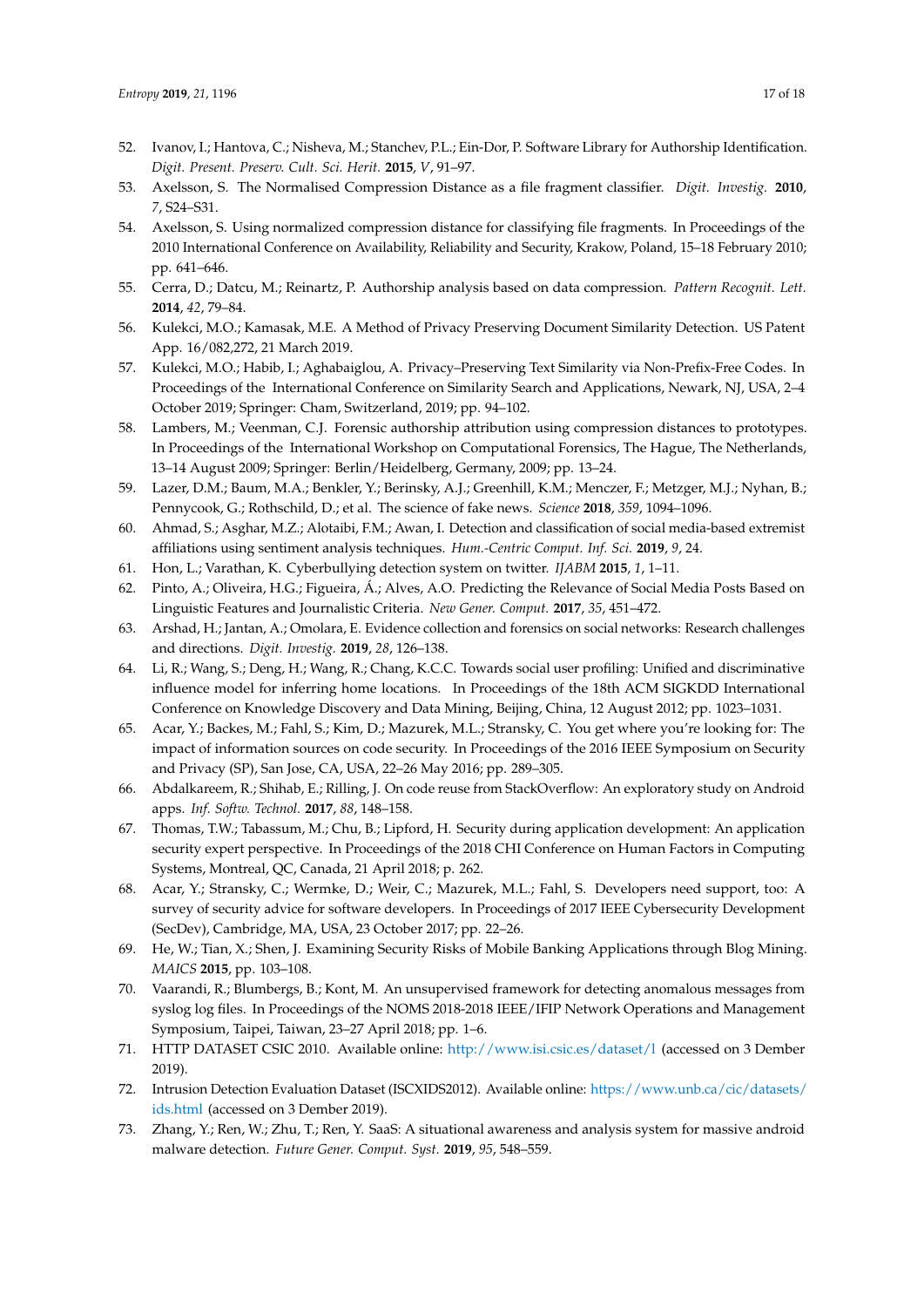52. Ivanov, I.; Hantova, C.; Nisheva, M.; Stanchev, P.L.; Ein-Dor, P. Software Library for Authorship Identification. *Digit. Present. Preserv. Cult. Sci. Herit.* **2015**, *V*, 91–97.
53. Axelsson, S. The Normalised Compression Distance as a file fragment classifier. *Digit. Investig.* **2010**, *7*, S24–S31.
54. Axelsson, S. Using normalized compression distance for classifying file fragments. In Proceedings of the 2010 International Conference on Availability, Reliability and Security, Krakow, Poland, 15–18 February 2010; pp. 641–646.
55. Cerra, D.; Datcu, M.; Reinartz, P. Authorship analysis based on data compression. *Pattern Recognit. Lett.* **2014**, *42*, 79–84.
56. Kulekci, M.O.; Kamasak, M.E. A Method of Privacy Preserving Document Similarity Detection. US Patent App. 16/082,272, 21 March 2019.
57. Kulekci, M.O.; Habib, I.; Aghabaiglou, A. Privacy–Preserving Text Similarity via Non-Prefix-Free Codes. In Proceedings of the International Conference on Similarity Search and Applications, Newark, NJ, USA, 2–4 October 2019; Springer: Cham, Switzerland, 2019; pp. 94–102.
58. Lambers, M.; Veenman, C.J. Forensic authorship attribution using compression distances to prototypes. In Proceedings of the International Workshop on Computational Forensics, The Hague, The Netherlands, 13–14 August 2009; Springer: Berlin/Heidelberg, Germany, 2009; pp. 13–24.
59. Lazer, D.M.; Baum, M.A.; Benkler, Y.; Berinsky, A.J.; Greenhill, K.M.; Menczer, F.; Metzger, M.J.; Nyhan, B.; Pennycook, G.; Rothschild, D.; et al. The science of fake news. *Science* **2018**, *359*, 1094–1096.
60. Ahmad, S.; Asghar, M.Z.; Alotaibi, F.M.; Awan, I. Detection and classification of social media-based extremist affiliations using sentiment analysis techniques. *Hum.-Centric Comput. Inf. Sci.* **2019**, *9*, 24.
61. Hon, L.; Varathan, K. Cyberbullying detection system on twitter. *IJABM* **2015**, *1*, 1–11.
62. Pinto, A.; Oliveira, H.G.; Figueira, Á.; Alves, A.O. Predicting the Relevance of Social Media Posts Based on Linguistic Features and Journalistic Criteria. *New Gener. Comput.* **2017**, *35*, 451–472.
63. Arshad, H.; Jantan, A.; Omolara, E. Evidence collection and forensics on social networks: Research challenges and directions. *Digit. Investig.* **2019**, *28*, 126–138.
64. Li, R.; Wang, S.; Deng, H.; Wang, R.; Chang, K.C.C. Towards social user profiling: Unified and discriminative influence model for inferring home locations. In Proceedings of the 18th ACM SIGKDD International Conference on Knowledge Discovery and Data Mining, Beijing, China, 12 August 2012; pp. 1023–1031.
65. Acar, Y.; Backes, M.; Fahl, S.; Kim, D.; Mazurek, M.L.; Stransky, C. You get where you're looking for: The impact of information sources on code security. In Proceedings of the 2016 IEEE Symposium on Security and Privacy (SP), San Jose, CA, USA, 22–26 May 2016; pp. 289–305.
66. Abdalkareem, R.; Shihab, E.; Rilling, J. On code reuse from StackOverflow: An exploratory study on Android apps. *Inf. Softw. Technol.* **2017**, *88*, 148–158.
67. Thomas, T.W.; Tabassum, M.; Chu, B.; Lipford, H. Security during application development: An application security expert perspective. In Proceedings of the 2018 CHI Conference on Human Factors in Computing Systems, Montreal, QC, Canada, 21 April 2018; p. 262.
68. Acar, Y.; Stransky, C.; Wermke, D.; Weir, C.; Mazurek, M.L.; Fahl, S. Developers need support, too: A survey of security advice for software developers. In Proceedings of 2017 IEEE Cybersecurity Development (SecDev), Cambridge, MA, USA, 23 October 2017; pp. 22–26.
69. He, W.; Tian, X.; Shen, J. Examining Security Risks of Mobile Banking Applications through Blog Mining. *MAICS* **2015**, pp. 103–108.
70. Vaarandi, R.; Blumbergs, B.; Kont, M. An unsupervised framework for detecting anomalous messages from syslog log files. In Proceedings of the NOMS 2018-2018 IEEE/IFIP Network Operations and Management Symposium, Taipei, Taiwan, 23–27 April 2018; pp. 1–6.
71. HTTP DATASET CSIC 2010. Available online: http://www.isi.csic.es/dataset/l (accessed on 3 Dember 2019).
72. Intrusion Detection Evaluation Dataset (ISCXIDS2012). Available online: https://www.unb.ca/cic/datasets/ids.html (accessed on 3 Dember 2019).
73. Zhang, Y.; Ren, W.; Zhu, T.; Ren, Y. SaaS: A situational awareness and analysis system for massive android malware detection. *Future Gener. Comput. Syst.* **2019**, *95*, 548–559.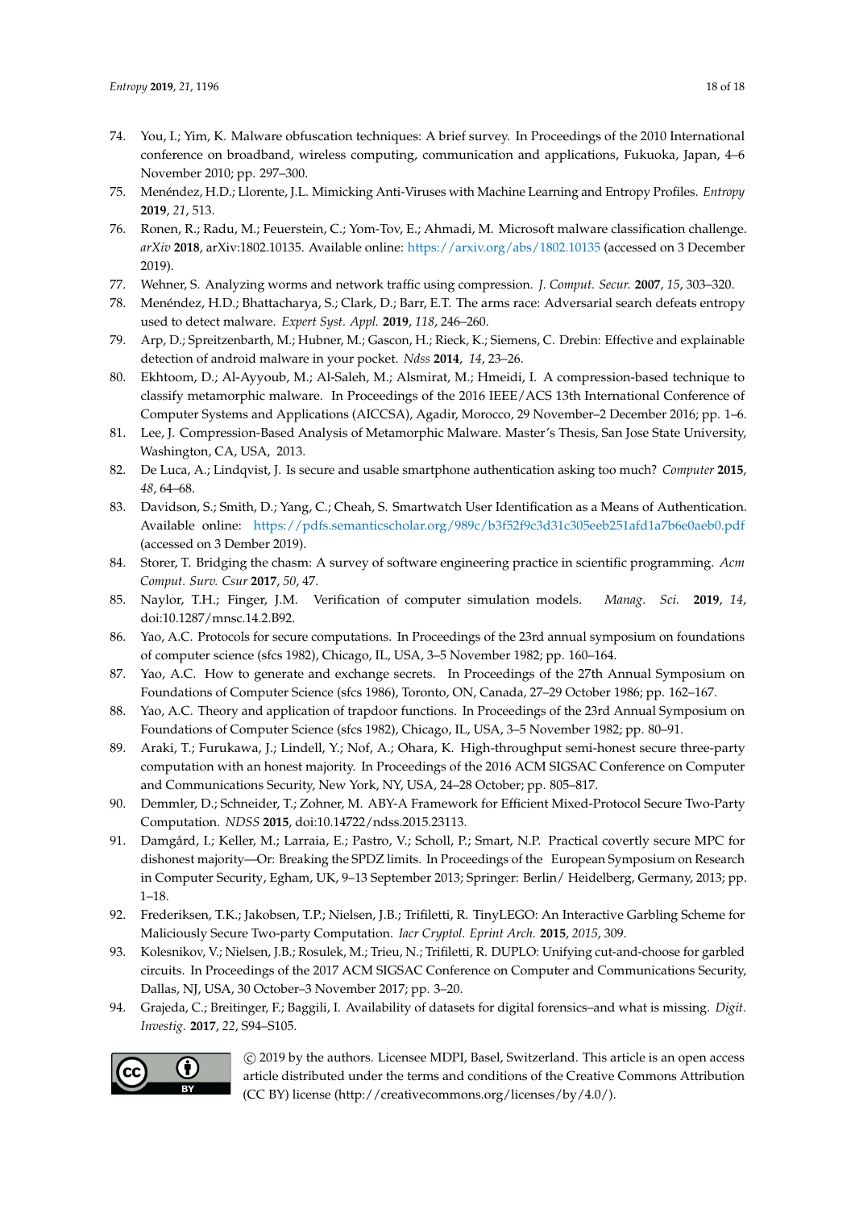74. You, I.; Yim, K. Malware obfuscation techniques: A brief survey. In Proceedings of the 2010 International conference on broadband, wireless computing, communication and applications, Fukuoka, Japan, 4–6 November 2010; pp. 297–300.
75. Menéndez, H.D.; Llorente, J.L. Mimicking Anti-Viruses with Machine Learning and Entropy Profiles. *Entropy* **2019**, *21*, 513.
76. Ronen, R.; Radu, M.; Feuerstein, C.; Yom-Tov, E.; Ahmadi, M. Microsoft malware classification challenge. *arXiv* **2018**, arXiv:1802.10135. Available online: https://arxiv.org/abs/1802.10135 (accessed on 3 December 2019).
77. Wehner, S. Analyzing worms and network traffic using compression. *J. Comput. Secur.* **2007**, *15*, 303–320.
78. Menéndez, H.D.; Bhattacharya, S.; Clark, D.; Barr, E.T. The arms race: Adversarial search defeats entropy used to detect malware. *Expert Syst. Appl.* **2019**, *118*, 246–260.
79. Arp, D.; Spreitzenbarth, M.; Hubner, M.; Gascon, H.; Rieck, K.; Siemens, C. Drebin: Effective and explainable detection of android malware in your pocket. *Ndss* **2014**, *14*, 23–26.
80. Ekhtoom, D.; Al-Ayyoub, M.; Al-Saleh, M.; Alsmirat, M.; Hmeidi, I. A compression-based technique to classify metamorphic malware. In Proceedings of the 2016 IEEE/ACS 13th International Conference of Computer Systems and Applications (AICCSA), Agadir, Morocco, 29 November–2 December 2016; pp. 1–6.
81. Lee, J. Compression-Based Analysis of Metamorphic Malware. Master's Thesis, San Jose State University, Washington, CA, USA, 2013.
82. De Luca, A.; Lindqvist, J. Is secure and usable smartphone authentication asking too much? *Computer* **2015**, *48*, 64–68.
83. Davidson, S.; Smith, D.; Yang, C.; Cheah, S. Smartwatch User Identification as a Means of Authentication. Available online: https://pdfs.semanticscholar.org/989c/b3f52f9c3d31c305eeb251afd1a7b6e0aeb0.pdf (accessed on 3 Dember 2019).
84. Storer, T. Bridging the chasm: A survey of software engineering practice in scientific programming. *Acm Comput. Surv. Csur* **2017**, *50*, 47.
85. Naylor, T.H.; Finger, J.M. Verification of computer simulation models. *Manag. Sci.* **2019**, *14*, doi:10.1287/mnsc.14.2.B92.
86. Yao, A.C. Protocols for secure computations. In Proceedings of the 23rd annual symposium on foundations of computer science (sfcs 1982), Chicago, IL, USA, 3–5 November 1982; pp. 160–164.
87. Yao, A.C. How to generate and exchange secrets. In Proceedings of the 27th Annual Symposium on Foundations of Computer Science (sfcs 1986), Toronto, ON, Canada, 27–29 October 1986; pp. 162–167.
88. Yao, A.C. Theory and application of trapdoor functions. In Proceedings of the 23rd Annual Symposium on Foundations of Computer Science (sfcs 1982), Chicago, IL, USA, 3–5 November 1982; pp. 80–91.
89. Araki, T.; Furukawa, J.; Lindell, Y.; Nof, A.; Ohara, K. High-throughput semi-honest secure three-party computation with an honest majority. In Proceedings of the 2016 ACM SIGSAC Conference on Computer and Communications Security, New York, NY, USA, 24–28 October; pp. 805–817.
90. Demmler, D.; Schneider, T.; Zohner, M. ABY-A Framework for Efficient Mixed-Protocol Secure Two-Party Computation. *NDSS* **2015**, doi:10.14722/ndss.2015.23113.
91. Damgård, I.; Keller, M.; Larraia, E.; Pastro, V.; Scholl, P.; Smart, N.P. Practical covertly secure MPC for dishonest majority—Or: Breaking the SPDZ limits. In Proceedings of the European Symposium on Research in Computer Security, Egham, UK, 9–13 September 2013; Springer: Berlin/ Heidelberg, Germany, 2013; pp. 1–18.
92. Frederiksen, T.K.; Jakobsen, T.P.; Nielsen, J.B.; Trifiletti, R. TinyLEGO: An Interactive Garbling Scheme for Maliciously Secure Two-party Computation. *Iacr Cryptol. Eprint Arch.* **2015**, *2015*, 309.
93. Kolesnikov, V.; Nielsen, J.B.; Rosulek, M.; Trieu, N.; Trifiletti, R. DUPLO: Unifying cut-and-choose for garbled circuits. In Proceedings of the 2017 ACM SIGSAC Conference on Computer and Communications Security, Dallas, NJ, USA, 30 October–3 November 2017; pp. 3–20.
94. Grajeda, C.; Breitinger, F.; Baggili, I. Availability of datasets for digital forensics–and what is missing. *Digit. Investig.* **2017**, *22*, S94–S105.

© 2019 by the authors. Licensee MDPI, Basel, Switzerland. This article is an open access article distributed under the terms and conditions of the Creative Commons Attribution (CC BY) license (http://creativecommons.org/licenses/by/4.0/).